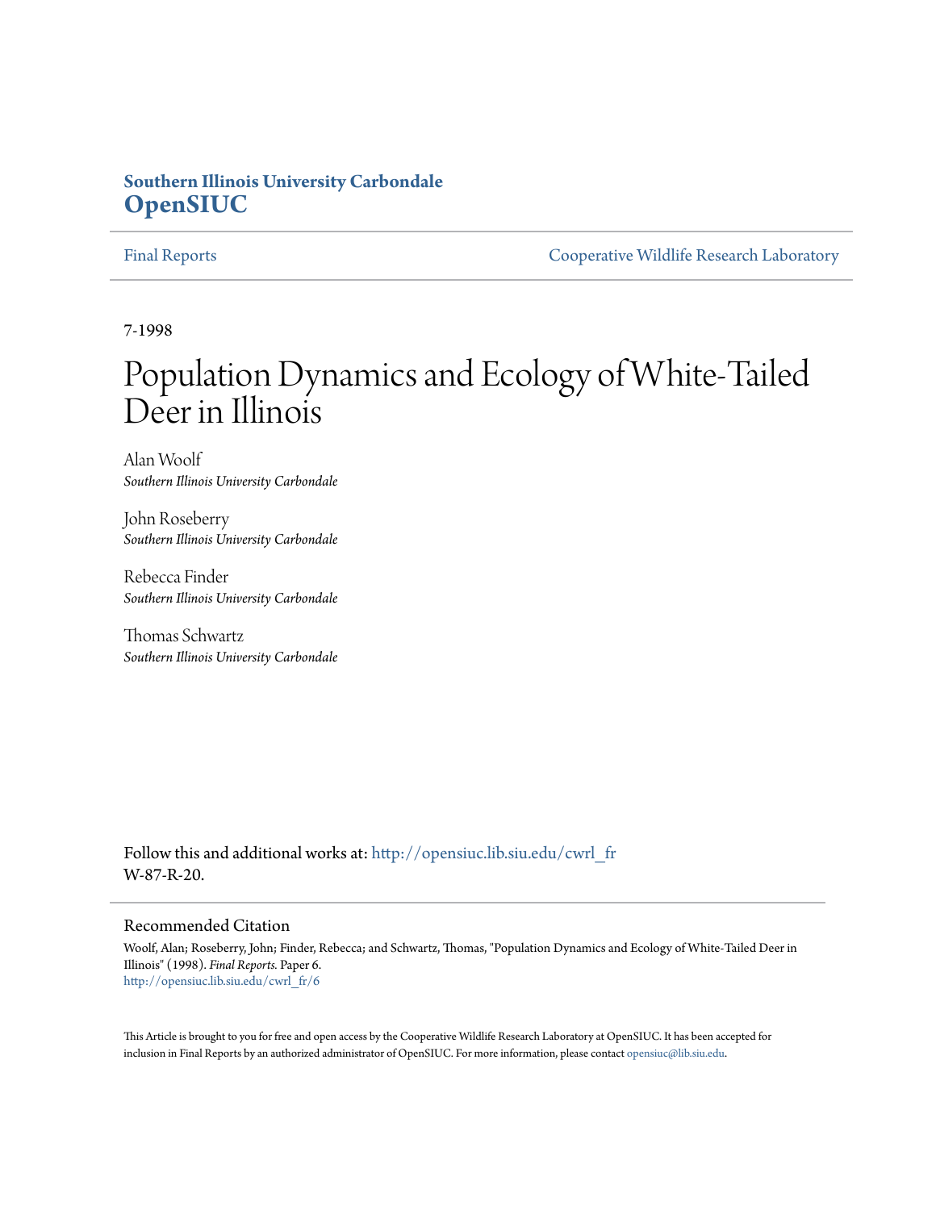**Southern Illinois University Carbondale**
**OpenSIUC**

Final Reports | Cooperative Wildlife Research Laboratory

7-1998

# Population Dynamics and Ecology of White-Tailed Deer in Illinois

Alan Woolf
*Southern Illinois University Carbondale*

John Roseberry
*Southern Illinois University Carbondale*

Rebecca Finder
*Southern Illinois University Carbondale*

Thomas Schwartz
*Southern Illinois University Carbondale*

Follow this and additional works at: http://opensiuc.lib.siu.edu/cwrl_fr
W-87-R-20.

## Recommended Citation

Woolf, Alan; Roseberry, John; Finder, Rebecca; and Schwartz, Thomas, "Population Dynamics and Ecology of White-Tailed Deer in Illinois" (1998). *Final Reports.* Paper 6.
http://opensiuc.lib.siu.edu/cwrl_fr/6

This Article is brought to you for free and open access by the Cooperative Wildlife Research Laboratory at OpenSIUC. It has been accepted for inclusion in Final Reports by an authorized administrator of OpenSIUC. For more information, please contact opensiuc@lib.siu.edu.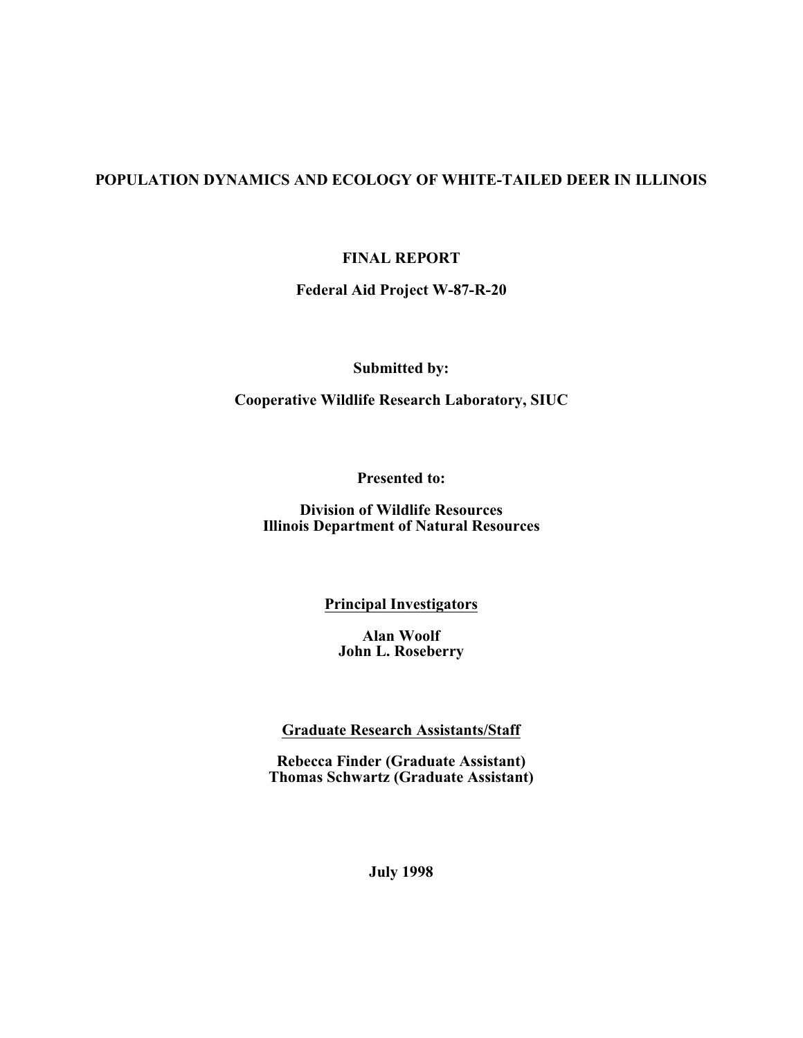# POPULATION DYNAMICS AND ECOLOGY OF WHITE-TAILED DEER IN ILLINOIS

**FINAL REPORT**

**Federal Aid Project W-87-R-20**

**Submitted by:**

**Cooperative Wildlife Research Laboratory, SIUC**

**Presented to:**

**Division of Wildlife Resources**
**Illinois Department of Natural Resources**

**Principal Investigators**

**Alan Woolf**
**John L. Roseberry**

**Graduate Research Assistants/Staff**

**Rebecca Finder (Graduate Assistant)**
**Thomas Schwartz (Graduate Assistant)**

**July 1998**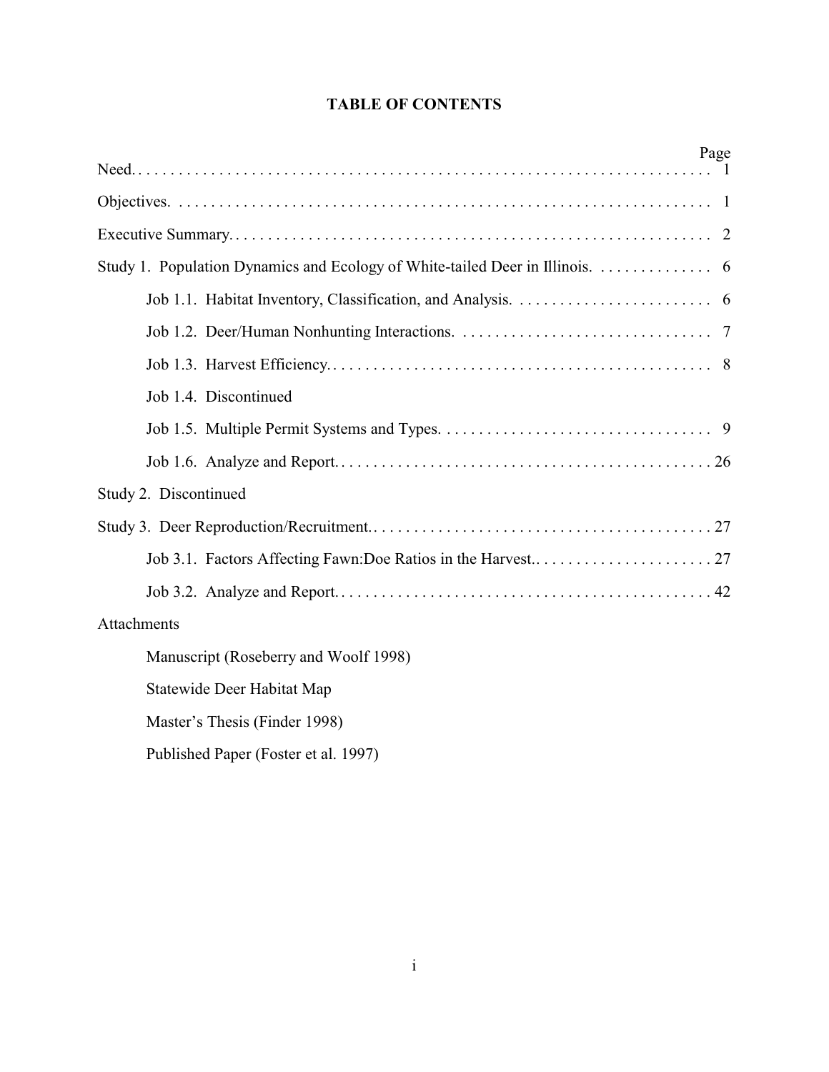# TABLE OF CONTENTS

| | Page |
|---|---|
| Need | 1 |
| Objectives | 1 |
| Executive Summary | 2 |
| Study 1. Population Dynamics and Ecology of White-tailed Deer in Illinois. | 6 |
| Job 1.1. Habitat Inventory, Classification, and Analysis. | 6 |
| Job 1.2. Deer/Human Nonhunting Interactions. | 7 |
| Job 1.3. Harvest Efficiency. | 8 |
| Job 1.4. Discontinued | |
| Job 1.5. Multiple Permit Systems and Types. | 9 |
| Job 1.6. Analyze and Report. | 26 |
| Study 2. Discontinued | |
| Study 3. Deer Reproduction/Recruitment. | 27 |
| Job 3.1. Factors Affecting Fawn:Doe Ratios in the Harvest. | 27 |
| Job 3.2. Analyze and Report. | 42 |

Attachments

- Manuscript (Roseberry and Woolf 1998)
- Statewide Deer Habitat Map
- Master's Thesis (Finder 1998)
- Published Paper (Foster et al. 1997)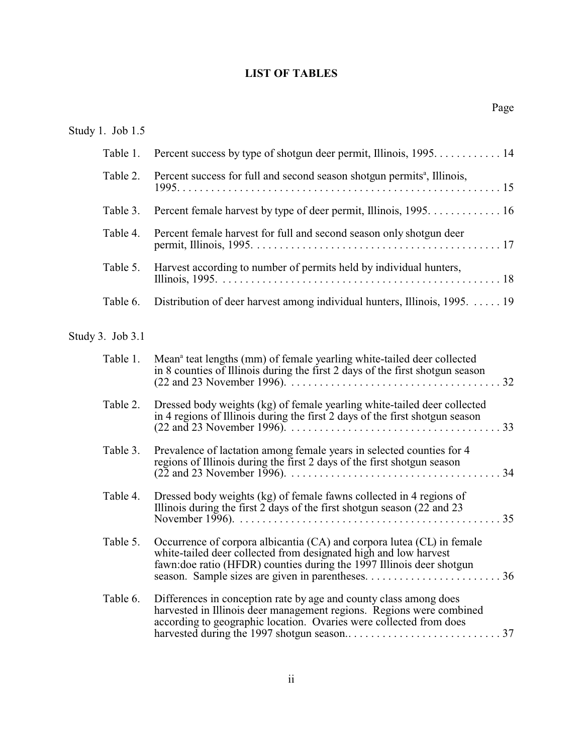# LIST OF TABLES

Page

Study 1. Job 1.5

| | | |
|---|---|---|
| Table 1. | Percent success by type of shotgun deer permit, Illinois, 1995. | 14 |
| Table 2. | Percent success for full and second season shotgun permits[a], Illinois, 1995. | 15 |
| Table 3. | Percent female harvest by type of deer permit, Illinois, 1995. | 16 |
| Table 4. | Percent female harvest for full and second season only shotgun deer permit, Illinois, 1995. | 17 |
| Table 5. | Harvest according to number of permits held by individual hunters, Illinois, 1995. | 18 |
| Table 6. | Distribution of deer harvest among individual hunters, Illinois, 1995. | 19 |

Study 3. Job 3.1

| | | |
|---|---|---|
| Table 1. | Mean[a] teat lengths (mm) of female yearling white-tailed deer collected in 8 counties of Illinois during the first 2 days of the first shotgun season (22 and 23 November 1996). | 32 |
| Table 2. | Dressed body weights (kg) of female yearling white-tailed deer collected in 4 regions of Illinois during the first 2 days of the first shotgun season (22 and 23 November 1996). | 33 |
| Table 3. | Prevalence of lactation among female years in selected counties for 4 regions of Illinois during the first 2 days of the first shotgun season (22 and 23 November 1996). | 34 |
| Table 4. | Dressed body weights (kg) of female fawns collected in 4 regions of Illinois during the first 2 days of the first shotgun season (22 and 23 November 1996). | 35 |
| Table 5. | Occurrence of corpora albicantia (CA) and corpora lutea (CL) in female white-tailed deer collected from designated high and low harvest fawn:doe ratio (HFDR) counties during the 1997 Illinois deer shotgun season. Sample sizes are given in parentheses. | 36 |
| Table 6. | Differences in conception rate by age and county class among does harvested in Illinois deer management regions. Regions were combined according to geographic location. Ovaries were collected from does harvested during the 1997 shotgun season. | 37 |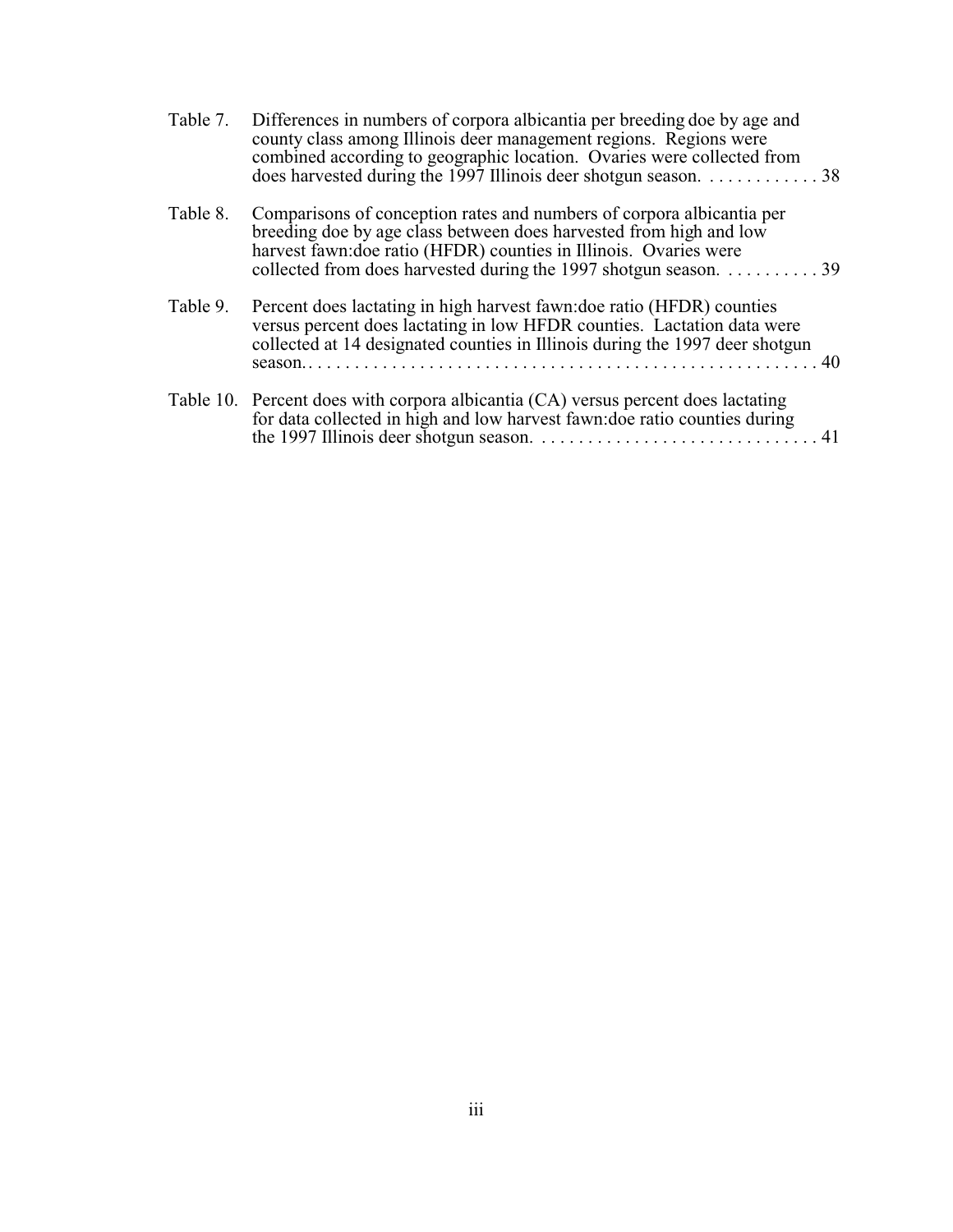Table 7. Differences in numbers of corpora albicantia per breeding doe by age and county class among Illinois deer management regions. Regions were combined according to geographic location. Ovaries were collected from does harvested during the 1997 Illinois deer shotgun season. . . . . . . . . . . . . 38

Table 8. Comparisons of conception rates and numbers of corpora albicantia per breeding doe by age class between does harvested from high and low harvest fawn:doe ratio (HFDR) counties in Illinois. Ovaries were collected from does harvested during the 1997 shotgun season. . . . . . . . . . . 39

Table 9. Percent does lactating in high harvest fawn:doe ratio (HFDR) counties versus percent does lactating in low HFDR counties. Lactation data were collected at 14 designated counties in Illinois during the 1997 deer shotgun season. . . . . . . . . . . . . . . . . . . . . . . . . . . . . . . . . . . . . . . . . . . . . . . . . . . . . . 40

Table 10. Percent does with corpora albicantia (CA) versus percent does lactating for data collected in high and low harvest fawn:doe ratio counties during the 1997 Illinois deer shotgun season. . . . . . . . . . . . . . . . . . . . . . . . . . . . . . . 41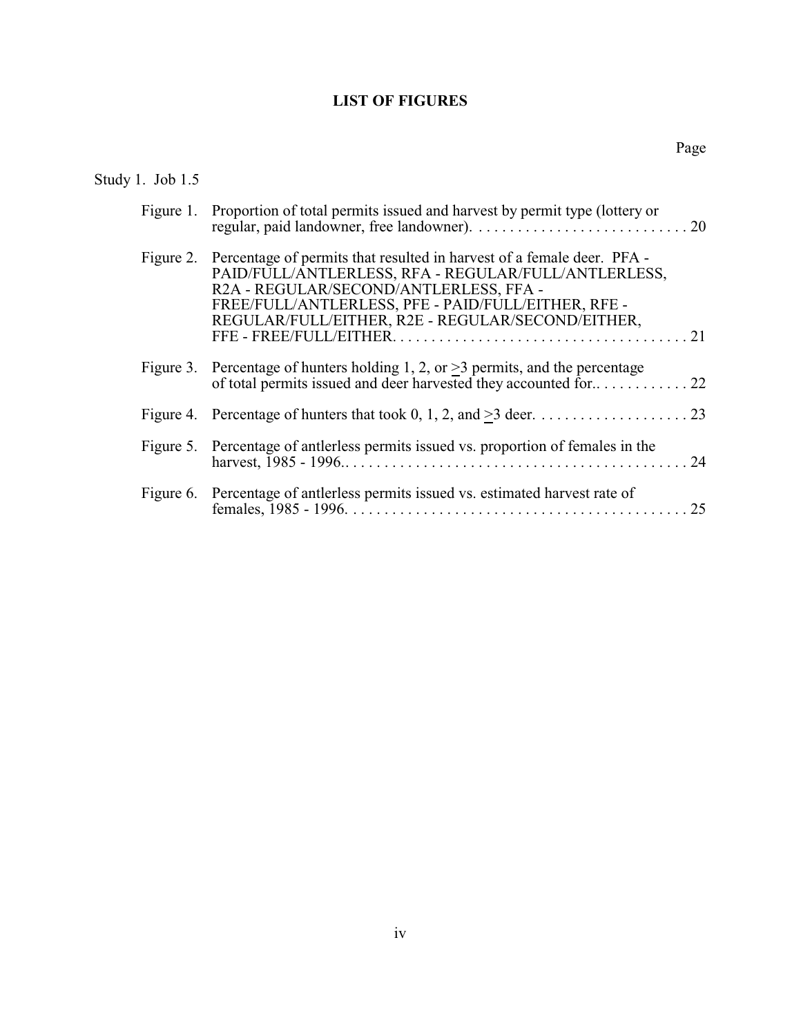# LIST OF FIGURES

| | Page |
|---|---|
| **Study 1. Job 1.5** | |
| Figure 1. Proportion of total permits issued and harvest by permit type (lottery or regular, paid landowner, free landowner). | 20 |
| Figure 2. Percentage of permits that resulted in harvest of a female deer. PFA - PAID/FULL/ANTLERLESS, RFA - REGULAR/FULL/ANTLERLESS, R2A - REGULAR/SECOND/ANTLERLESS, FFA - FREE/FULL/ANTLERLESS, PFE - PAID/FULL/EITHER, RFE - REGULAR/FULL/EITHER, R2E - REGULAR/SECOND/EITHER, FFE - FREE/FULL/EITHER. | 21 |
| Figure 3. Percentage of hunters holding 1, 2, or $\geq$3 permits, and the percentage of total permits issued and deer harvested they accounted for.. | 22 |
| Figure 4. Percentage of hunters that took 0, 1, 2, and $\geq$3 deer. | 23 |
| Figure 5. Percentage of antlerless permits issued vs. proportion of females in the harvest, 1985 - 1996.. | 24 |
| Figure 6. Percentage of antlerless permits issued vs. estimated harvest rate of females, 1985 - 1996. | 25 |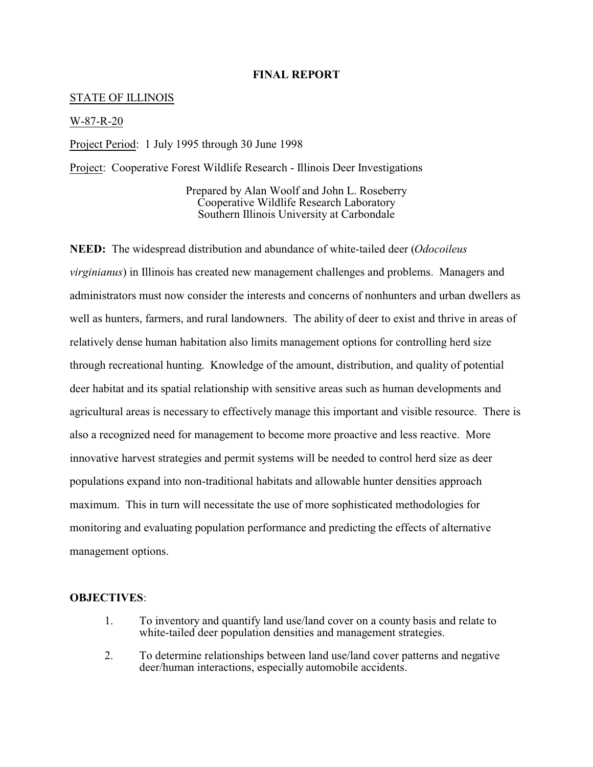# FINAL REPORT

STATE OF ILLINOIS

W-87-R-20

Project Period: 1 July 1995 through 30 June 1998

Project: Cooperative Forest Wildlife Research - Illinois Deer Investigations

Prepared by Alan Woolf and John L. Roseberry
Cooperative Wildlife Research Laboratory
Southern Illinois University at Carbondale

**NEED:** The widespread distribution and abundance of white-tailed deer (*Odocoileus virginianus*) in Illinois has created new management challenges and problems. Managers and administrators must now consider the interests and concerns of nonhunters and urban dwellers as well as hunters, farmers, and rural landowners. The ability of deer to exist and thrive in areas of relatively dense human habitation also limits management options for controlling herd size through recreational hunting. Knowledge of the amount, distribution, and quality of potential deer habitat and its spatial relationship with sensitive areas such as human developments and agricultural areas is necessary to effectively manage this important and visible resource. There is also a recognized need for management to become more proactive and less reactive. More innovative harvest strategies and permit systems will be needed to control herd size as deer populations expand into non-traditional habitats and allowable hunter densities approach maximum. This in turn will necessitate the use of more sophisticated methodologies for monitoring and evaluating population performance and predicting the effects of alternative management options.

**OBJECTIVES**:

1. To inventory and quantify land use/land cover on a county basis and relate to white-tailed deer population densities and management strategies.
2. To determine relationships between land use/land cover patterns and negative deer/human interactions, especially automobile accidents.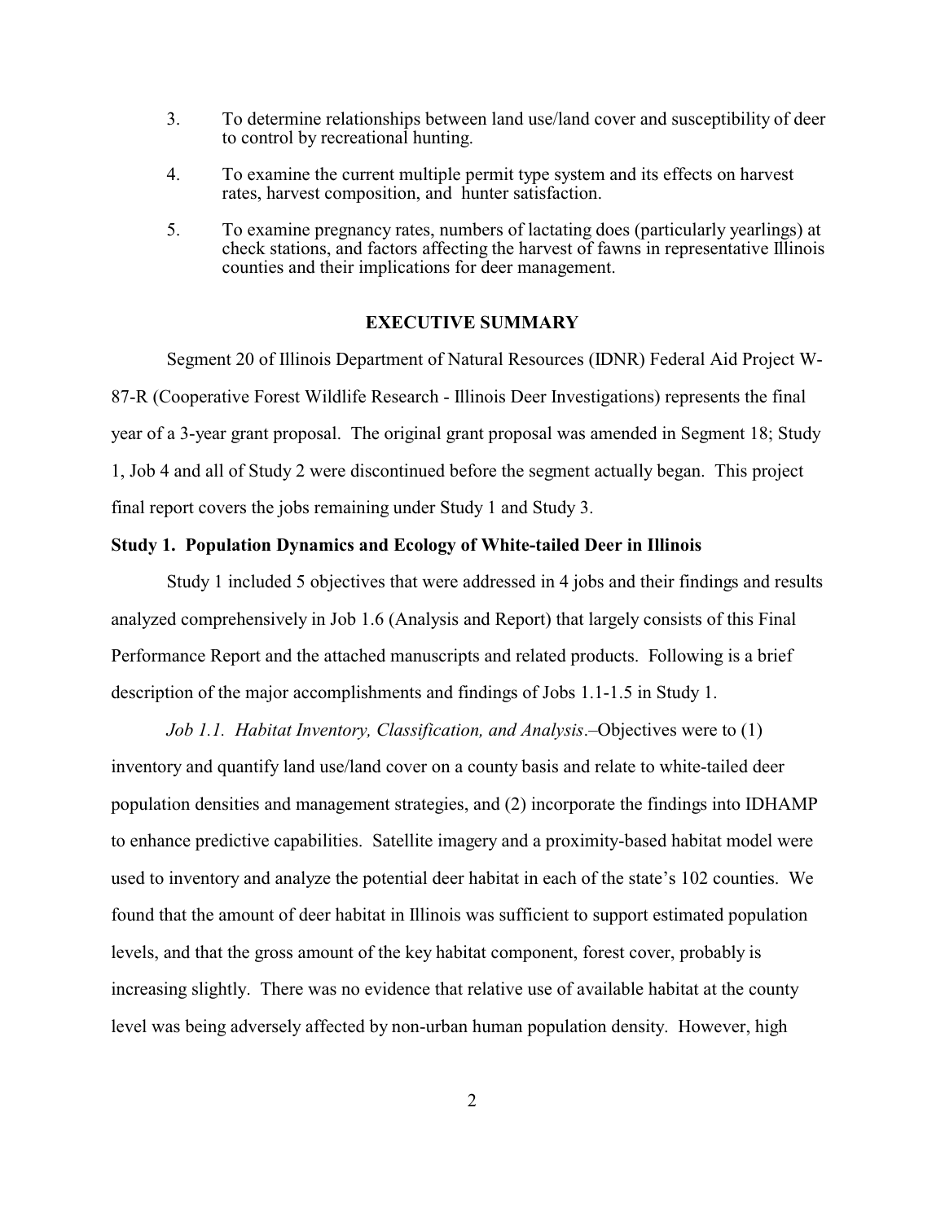3. To determine relationships between land use/land cover and susceptibility of deer to control by recreational hunting.

4. To examine the current multiple permit type system and its effects on harvest rates, harvest composition, and hunter satisfaction.

5. To examine pregnancy rates, numbers of lactating does (particularly yearlings) at check stations, and factors affecting the harvest of fawns in representative Illinois counties and their implications for deer management.

## EXECUTIVE SUMMARY

Segment 20 of Illinois Department of Natural Resources (IDNR) Federal Aid Project W-87-R (Cooperative Forest Wildlife Research - Illinois Deer Investigations) represents the final year of a 3-year grant proposal. The original grant proposal was amended in Segment 18; Study 1, Job 4 and all of Study 2 were discontinued before the segment actually began. This project final report covers the jobs remaining under Study 1 and Study 3.

### Study 1. Population Dynamics and Ecology of White-tailed Deer in Illinois

Study 1 included 5 objectives that were addressed in 4 jobs and their findings and results analyzed comprehensively in Job 1.6 (Analysis and Report) that largely consists of this Final Performance Report and the attached manuscripts and related products. Following is a brief description of the major accomplishments and findings of Jobs 1.1-1.5 in Study 1.

*Job 1.1. Habitat Inventory, Classification, and Analysis*.–Objectives were to (1) inventory and quantify land use/land cover on a county basis and relate to white-tailed deer population densities and management strategies, and (2) incorporate the findings into IDHAMP to enhance predictive capabilities. Satellite imagery and a proximity-based habitat model were used to inventory and analyze the potential deer habitat in each of the state's 102 counties. We found that the amount of deer habitat in Illinois was sufficient to support estimated population levels, and that the gross amount of the key habitat component, forest cover, probably is increasing slightly. There was no evidence that relative use of available habitat at the county level was being adversely affected by non-urban human population density. However, high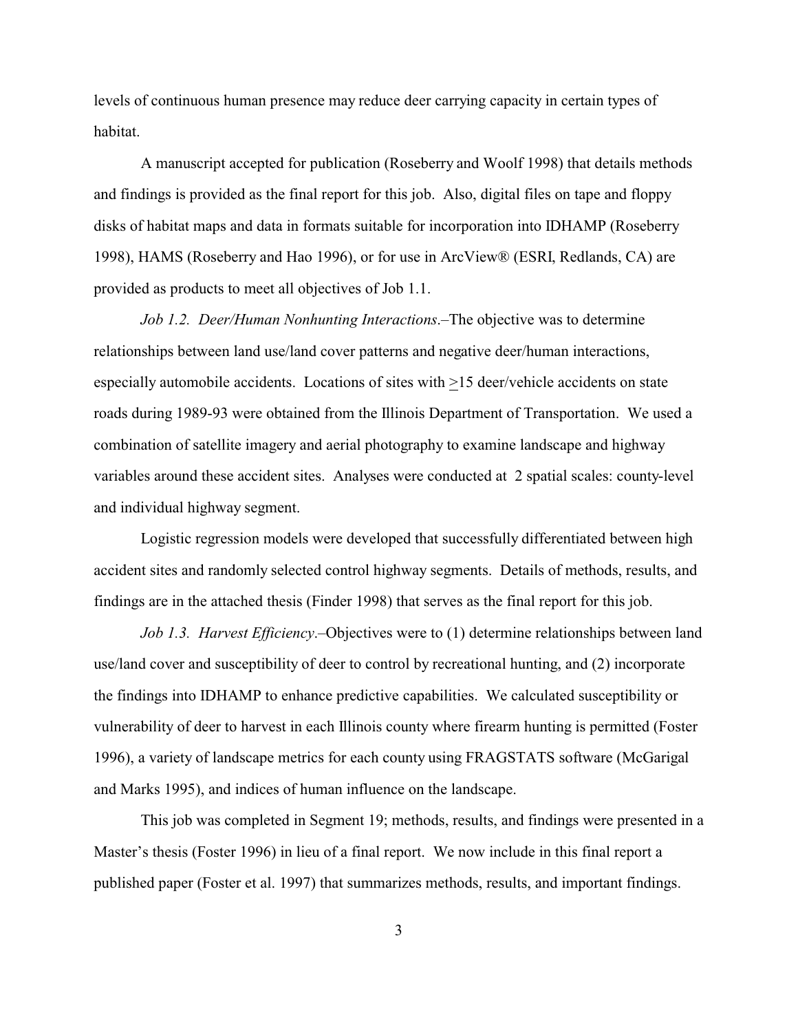levels of continuous human presence may reduce deer carrying capacity in certain types of habitat.

A manuscript accepted for publication (Roseberry and Woolf 1998) that details methods and findings is provided as the final report for this job. Also, digital files on tape and floppy disks of habitat maps and data in formats suitable for incorporation into IDHAMP (Roseberry 1998), HAMS (Roseberry and Hao 1996), or for use in ArcView® (ESRI, Redlands, CA) are provided as products to meet all objectives of Job 1.1.

*Job 1.2. Deer/Human Nonhunting Interactions*.–The objective was to determine relationships between land use/land cover patterns and negative deer/human interactions, especially automobile accidents. Locations of sites with ≥15 deer/vehicle accidents on state roads during 1989-93 were obtained from the Illinois Department of Transportation. We used a combination of satellite imagery and aerial photography to examine landscape and highway variables around these accident sites. Analyses were conducted at 2 spatial scales: county-level and individual highway segment.

Logistic regression models were developed that successfully differentiated between high accident sites and randomly selected control highway segments. Details of methods, results, and findings are in the attached thesis (Finder 1998) that serves as the final report for this job.

*Job 1.3. Harvest Efficiency*.–Objectives were to (1) determine relationships between land use/land cover and susceptibility of deer to control by recreational hunting, and (2) incorporate the findings into IDHAMP to enhance predictive capabilities. We calculated susceptibility or vulnerability of deer to harvest in each Illinois county where firearm hunting is permitted (Foster 1996), a variety of landscape metrics for each county using FRAGSTATS software (McGarigal and Marks 1995), and indices of human influence on the landscape.

This job was completed in Segment 19; methods, results, and findings were presented in a Master's thesis (Foster 1996) in lieu of a final report. We now include in this final report a published paper (Foster et al. 1997) that summarizes methods, results, and important findings.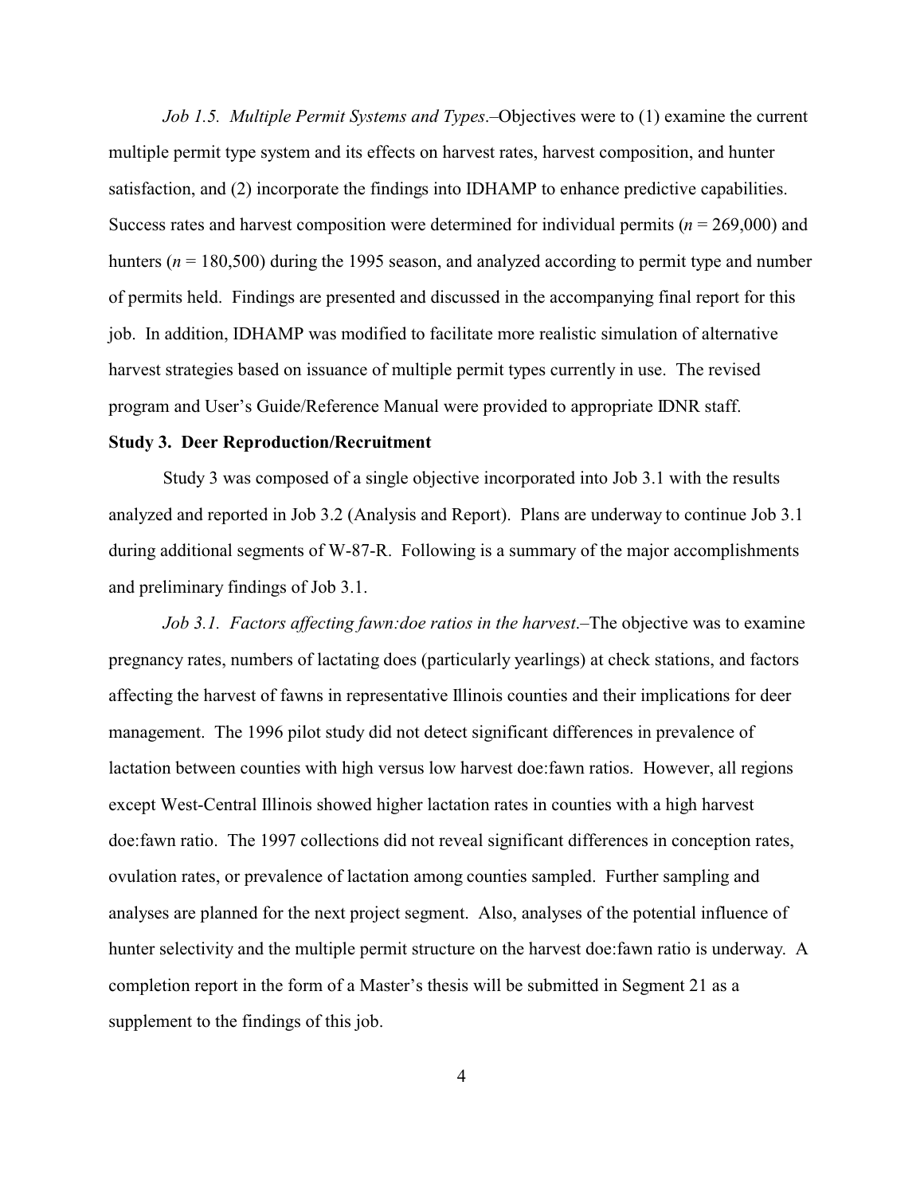*Job 1.5. Multiple Permit Systems and Types*.–Objectives were to (1) examine the current multiple permit type system and its effects on harvest rates, harvest composition, and hunter satisfaction, and (2) incorporate the findings into IDHAMP to enhance predictive capabilities. Success rates and harvest composition were determined for individual permits ($n$ = 269,000) and hunters ($n$ = 180,500) during the 1995 season, and analyzed according to permit type and number of permits held. Findings are presented and discussed in the accompanying final report for this job. In addition, IDHAMP was modified to facilitate more realistic simulation of alternative harvest strategies based on issuance of multiple permit types currently in use. The revised program and User's Guide/Reference Manual were provided to appropriate IDNR staff.

**Study 3. Deer Reproduction/Recruitment**

Study 3 was composed of a single objective incorporated into Job 3.1 with the results analyzed and reported in Job 3.2 (Analysis and Report). Plans are underway to continue Job 3.1 during additional segments of W-87-R. Following is a summary of the major accomplishments and preliminary findings of Job 3.1.

*Job 3.1. Factors affecting fawn:doe ratios in the harvest*.–The objective was to examine pregnancy rates, numbers of lactating does (particularly yearlings) at check stations, and factors affecting the harvest of fawns in representative Illinois counties and their implications for deer management. The 1996 pilot study did not detect significant differences in prevalence of lactation between counties with high versus low harvest doe:fawn ratios. However, all regions except West-Central Illinois showed higher lactation rates in counties with a high harvest doe:fawn ratio. The 1997 collections did not reveal significant differences in conception rates, ovulation rates, or prevalence of lactation among counties sampled. Further sampling and analyses are planned for the next project segment. Also, analyses of the potential influence of hunter selectivity and the multiple permit structure on the harvest doe:fawn ratio is underway. A completion report in the form of a Master's thesis will be submitted in Segment 21 as a supplement to the findings of this job.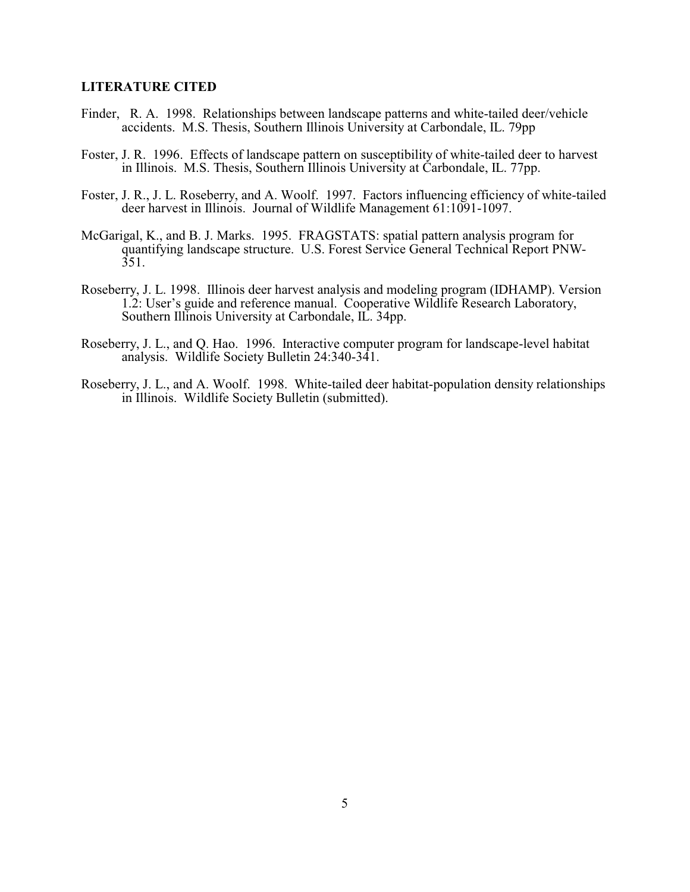**LITERATURE CITED**

Finder, R. A. 1998. Relationships between landscape patterns and white-tailed deer/vehicle accidents. M.S. Thesis, Southern Illinois University at Carbondale, IL. 79pp

Foster, J. R. 1996. Effects of landscape pattern on susceptibility of white-tailed deer to harvest in Illinois. M.S. Thesis, Southern Illinois University at Carbondale, IL. 77pp.

Foster, J. R., J. L. Roseberry, and A. Woolf. 1997. Factors influencing efficiency of white-tailed deer harvest in Illinois. Journal of Wildlife Management 61:1091-1097.

McGarigal, K., and B. J. Marks. 1995. FRAGSTATS: spatial pattern analysis program for quantifying landscape structure. U.S. Forest Service General Technical Report PNW-351.

Roseberry, J. L. 1998. Illinois deer harvest analysis and modeling program (IDHAMP). Version 1.2: User's guide and reference manual. Cooperative Wildlife Research Laboratory, Southern Illinois University at Carbondale, IL. 34pp.

Roseberry, J. L., and Q. Hao. 1996. Interactive computer program for landscape-level habitat analysis. Wildlife Society Bulletin 24:340-341.

Roseberry, J. L., and A. Woolf. 1998. White-tailed deer habitat-population density relationships in Illinois. Wildlife Society Bulletin (submitted).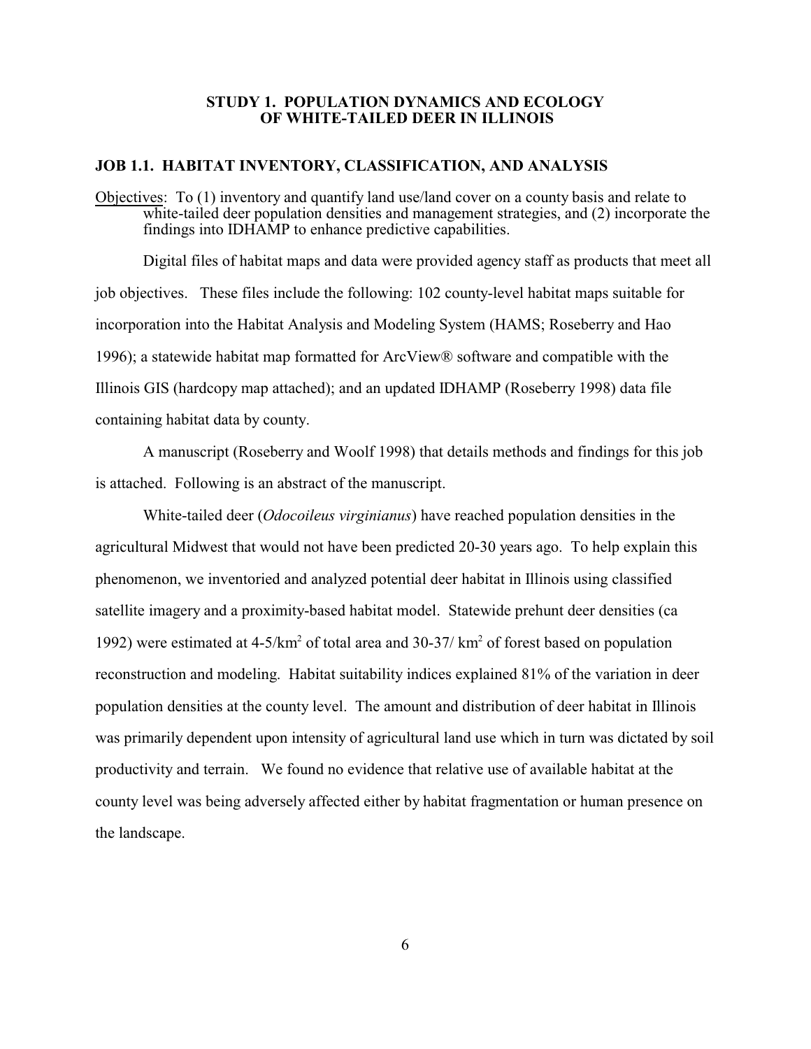## STUDY 1. POPULATION DYNAMICS AND ECOLOGY OF WHITE-TAILED DEER IN ILLINOIS

### JOB 1.1. HABITAT INVENTORY, CLASSIFICATION, AND ANALYSIS

Objectives: To (1) inventory and quantify land use/land cover on a county basis and relate to white-tailed deer population densities and management strategies, and (2) incorporate the findings into IDHAMP to enhance predictive capabilities.

Digital files of habitat maps and data were provided agency staff as products that meet all job objectives. These files include the following: 102 county-level habitat maps suitable for incorporation into the Habitat Analysis and Modeling System (HAMS; Roseberry and Hao 1996); a statewide habitat map formatted for ArcView® software and compatible with the Illinois GIS (hardcopy map attached); and an updated IDHAMP (Roseberry 1998) data file containing habitat data by county.

A manuscript (Roseberry and Woolf 1998) that details methods and findings for this job is attached. Following is an abstract of the manuscript.

White-tailed deer (*Odocoileus virginianus*) have reached population densities in the agricultural Midwest that would not have been predicted 20-30 years ago. To help explain this phenomenon, we inventoried and analyzed potential deer habitat in Illinois using classified satellite imagery and a proximity-based habitat model. Statewide prehunt deer densities (ca 1992) were estimated at 4-5/km$^2$ of total area and 30-37/ km$^2$ of forest based on population reconstruction and modeling. Habitat suitability indices explained 81% of the variation in deer population densities at the county level. The amount and distribution of deer habitat in Illinois was primarily dependent upon intensity of agricultural land use which in turn was dictated by soil productivity and terrain. We found no evidence that relative use of available habitat at the county level was being adversely affected either by habitat fragmentation or human presence on the landscape.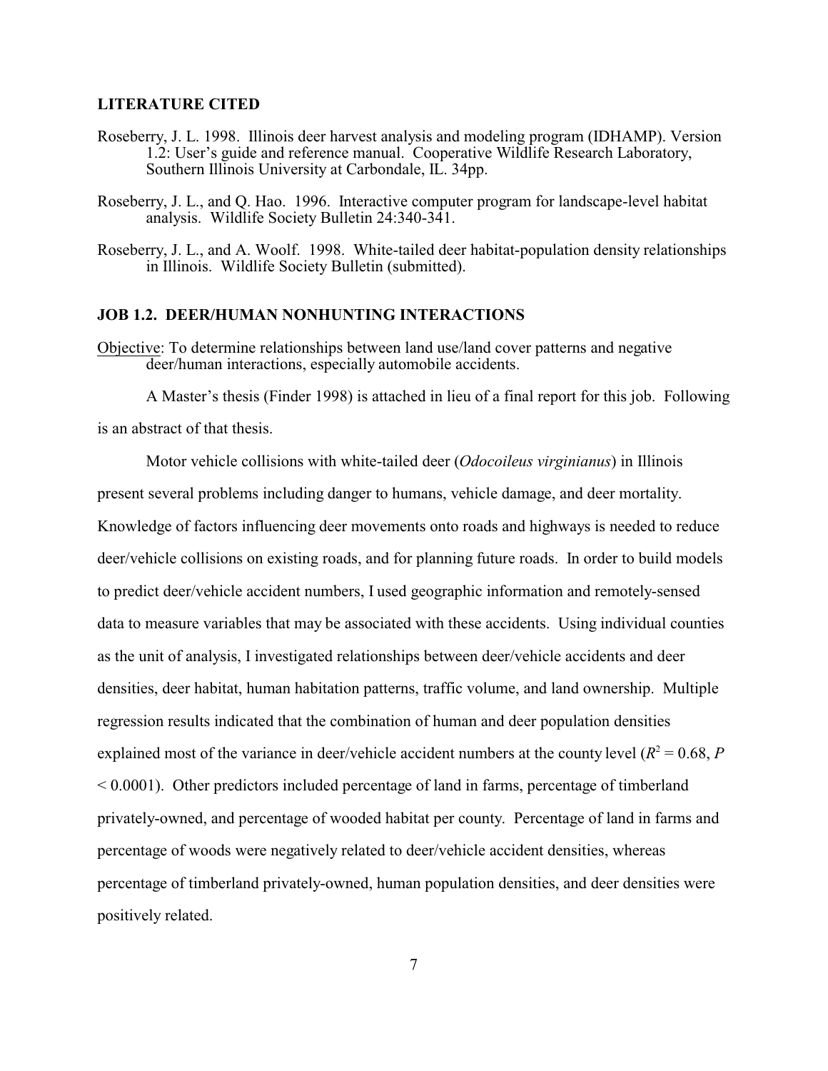## LITERATURE CITED

Roseberry, J. L. 1998. Illinois deer harvest analysis and modeling program (IDHAMP). Version 1.2: User's guide and reference manual. Cooperative Wildlife Research Laboratory, Southern Illinois University at Carbondale, IL. 34pp.

Roseberry, J. L., and Q. Hao. 1996. Interactive computer program for landscape-level habitat analysis. Wildlife Society Bulletin 24:340-341.

Roseberry, J. L., and A. Woolf. 1998. White-tailed deer habitat-population density relationships in Illinois. Wildlife Society Bulletin (submitted).

## JOB 1.2. DEER/HUMAN NONHUNTING INTERACTIONS

Objective: To determine relationships between land use/land cover patterns and negative deer/human interactions, especially automobile accidents.

A Master's thesis (Finder 1998) is attached in lieu of a final report for this job. Following is an abstract of that thesis.

Motor vehicle collisions with white-tailed deer (*Odocoileus virginianus*) in Illinois present several problems including danger to humans, vehicle damage, and deer mortality. Knowledge of factors influencing deer movements onto roads and highways is needed to reduce deer/vehicle collisions on existing roads, and for planning future roads. In order to build models to predict deer/vehicle accident numbers, I used geographic information and remotely-sensed data to measure variables that may be associated with these accidents. Using individual counties as the unit of analysis, I investigated relationships between deer/vehicle accidents and deer densities, deer habitat, human habitation patterns, traffic volume, and land ownership. Multiple regression results indicated that the combination of human and deer population densities explained most of the variance in deer/vehicle accident numbers at the county level ($R^2 = 0.68$, $P < 0.0001$). Other predictors included percentage of land in farms, percentage of timberland privately-owned, and percentage of wooded habitat per county. Percentage of land in farms and percentage of woods were negatively related to deer/vehicle accident densities, whereas percentage of timberland privately-owned, human population densities, and deer densities were positively related.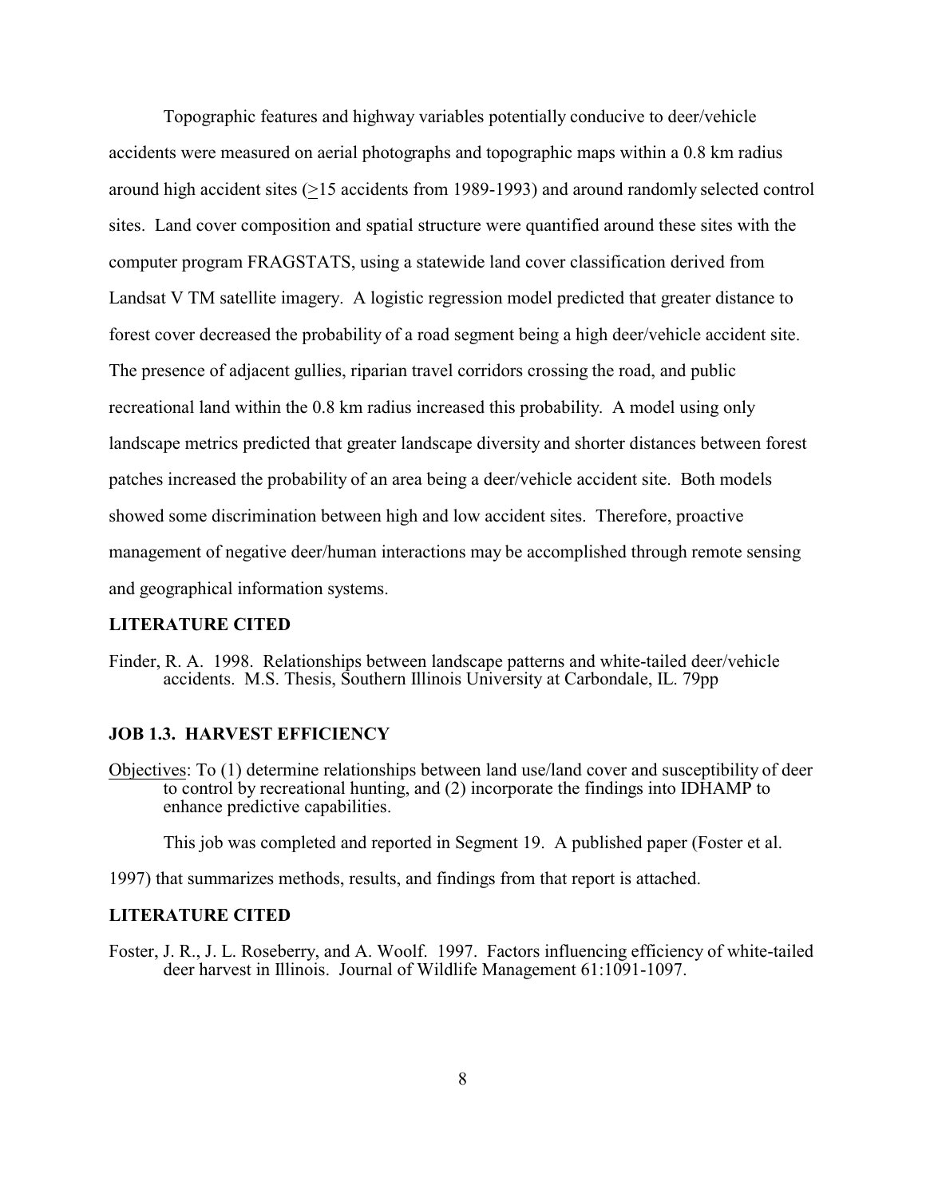Topographic features and highway variables potentially conducive to deer/vehicle accidents were measured on aerial photographs and topographic maps within a 0.8 km radius around high accident sites ($\geq$15 accidents from 1989-1993) and around randomly selected control sites. Land cover composition and spatial structure were quantified around these sites with the computer program FRAGSTATS, using a statewide land cover classification derived from Landsat V TM satellite imagery. A logistic regression model predicted that greater distance to forest cover decreased the probability of a road segment being a high deer/vehicle accident site. The presence of adjacent gullies, riparian travel corridors crossing the road, and public recreational land within the 0.8 km radius increased this probability. A model using only landscape metrics predicted that greater landscape diversity and shorter distances between forest patches increased the probability of an area being a deer/vehicle accident site. Both models showed some discrimination between high and low accident sites. Therefore, proactive management of negative deer/human interactions may be accomplished through remote sensing and geographical information systems.

### LITERATURE CITED

Finder, R. A. 1998. Relationships between landscape patterns and white-tailed deer/vehicle accidents. M.S. Thesis, Southern Illinois University at Carbondale, IL. 79pp

## JOB 1.3. HARVEST EFFICIENCY

Objectives: To (1) determine relationships between land use/land cover and susceptibility of deer to control by recreational hunting, and (2) incorporate the findings into IDHAMP to enhance predictive capabilities.

This job was completed and reported in Segment 19. A published paper (Foster et al. 1997) that summarizes methods, results, and findings from that report is attached.

### LITERATURE CITED

Foster, J. R., J. L. Roseberry, and A. Woolf. 1997. Factors influencing efficiency of white-tailed deer harvest in Illinois. Journal of Wildlife Management 61:1091-1097.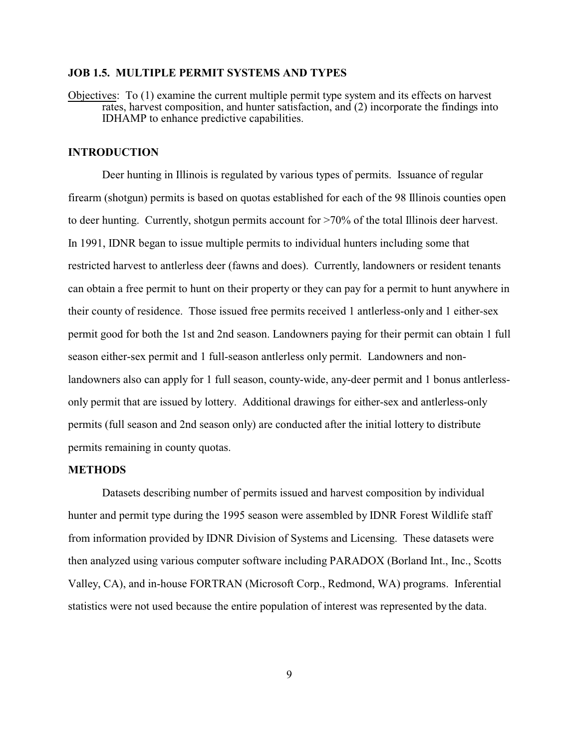## JOB 1.5. MULTIPLE PERMIT SYSTEMS AND TYPES

Objectives: To (1) examine the current multiple permit type system and its effects on harvest rates, harvest composition, and hunter satisfaction, and (2) incorporate the findings into IDHAMP to enhance predictive capabilities.

## INTRODUCTION

Deer hunting in Illinois is regulated by various types of permits. Issuance of regular firearm (shotgun) permits is based on quotas established for each of the 98 Illinois counties open to deer hunting. Currently, shotgun permits account for >70% of the total Illinois deer harvest. In 1991, IDNR began to issue multiple permits to individual hunters including some that restricted harvest to antlerless deer (fawns and does). Currently, landowners or resident tenants can obtain a free permit to hunt on their property or they can pay for a permit to hunt anywhere in their county of residence. Those issued free permits received 1 antlerless-only and 1 either-sex permit good for both the 1st and 2nd season. Landowners paying for their permit can obtain 1 full season either-sex permit and 1 full-season antlerless only permit. Landowners and non-landowners also can apply for 1 full season, county-wide, any-deer permit and 1 bonus antlerless-only permit that are issued by lottery. Additional drawings for either-sex and antlerless-only permits (full season and 2nd season only) are conducted after the initial lottery to distribute permits remaining in county quotas.

## METHODS

Datasets describing number of permits issued and harvest composition by individual hunter and permit type during the 1995 season were assembled by IDNR Forest Wildlife staff from information provided by IDNR Division of Systems and Licensing. These datasets were then analyzed using various computer software including PARADOX (Borland Int., Inc., Scotts Valley, CA), and in-house FORTRAN (Microsoft Corp., Redmond, WA) programs. Inferential statistics were not used because the entire population of interest was represented by the data.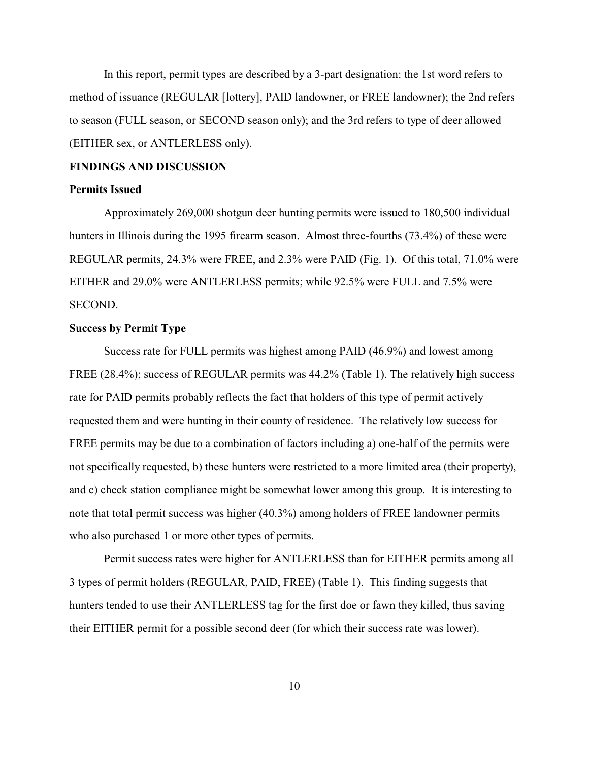In this report, permit types are described by a 3-part designation: the 1st word refers to method of issuance (REGULAR [lottery], PAID landowner, or FREE landowner); the 2nd refers to season (FULL season, or SECOND season only); and the 3rd refers to type of deer allowed (EITHER sex, or ANTLERLESS only).

## FINDINGS AND DISCUSSION

### Permits Issued

Approximately 269,000 shotgun deer hunting permits were issued to 180,500 individual hunters in Illinois during the 1995 firearm season. Almost three-fourths (73.4%) of these were REGULAR permits, 24.3% were FREE, and 2.3% were PAID (Fig. 1). Of this total, 71.0% were EITHER and 29.0% were ANTLERLESS permits; while 92.5% were FULL and 7.5% were SECOND.

### Success by Permit Type

Success rate for FULL permits was highest among PAID (46.9%) and lowest among FREE (28.4%); success of REGULAR permits was 44.2% (Table 1). The relatively high success rate for PAID permits probably reflects the fact that holders of this type of permit actively requested them and were hunting in their county of residence. The relatively low success for FREE permits may be due to a combination of factors including a) one-half of the permits were not specifically requested, b) these hunters were restricted to a more limited area (their property), and c) check station compliance might be somewhat lower among this group. It is interesting to note that total permit success was higher (40.3%) among holders of FREE landowner permits who also purchased 1 or more other types of permits.

Permit success rates were higher for ANTLERLESS than for EITHER permits among all 3 types of permit holders (REGULAR, PAID, FREE) (Table 1). This finding suggests that hunters tended to use their ANTLERLESS tag for the first doe or fawn they killed, thus saving their EITHER permit for a possible second deer (for which their success rate was lower).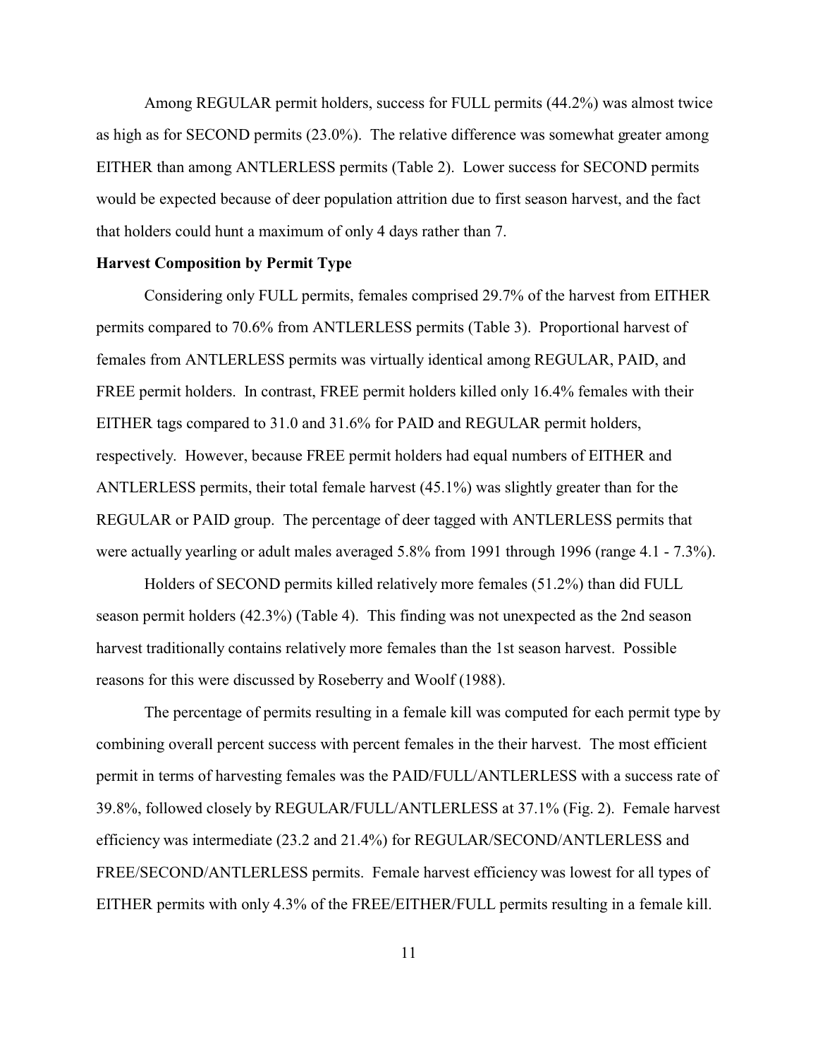Among REGULAR permit holders, success for FULL permits (44.2%) was almost twice as high as for SECOND permits (23.0%). The relative difference was somewhat greater among EITHER than among ANTLERLESS permits (Table 2). Lower success for SECOND permits would be expected because of deer population attrition due to first season harvest, and the fact that holders could hunt a maximum of only 4 days rather than 7.

**Harvest Composition by Permit Type**

Considering only FULL permits, females comprised 29.7% of the harvest from EITHER permits compared to 70.6% from ANTLERLESS permits (Table 3). Proportional harvest of females from ANTLERLESS permits was virtually identical among REGULAR, PAID, and FREE permit holders. In contrast, FREE permit holders killed only 16.4% females with their EITHER tags compared to 31.0 and 31.6% for PAID and REGULAR permit holders, respectively. However, because FREE permit holders had equal numbers of EITHER and ANTLERLESS permits, their total female harvest (45.1%) was slightly greater than for the REGULAR or PAID group. The percentage of deer tagged with ANTLERLESS permits that were actually yearling or adult males averaged 5.8% from 1991 through 1996 (range 4.1 - 7.3%).

Holders of SECOND permits killed relatively more females (51.2%) than did FULL season permit holders (42.3%) (Table 4). This finding was not unexpected as the 2nd season harvest traditionally contains relatively more females than the 1st season harvest. Possible reasons for this were discussed by Roseberry and Woolf (1988).

The percentage of permits resulting in a female kill was computed for each permit type by combining overall percent success with percent females in the their harvest. The most efficient permit in terms of harvesting females was the PAID/FULL/ANTLERLESS with a success rate of 39.8%, followed closely by REGULAR/FULL/ANTLERLESS at 37.1% (Fig. 2). Female harvest efficiency was intermediate (23.2 and 21.4%) for REGULAR/SECOND/ANTLERLESS and FREE/SECOND/ANTLERLESS permits. Female harvest efficiency was lowest for all types of EITHER permits with only 4.3% of the FREE/EITHER/FULL permits resulting in a female kill.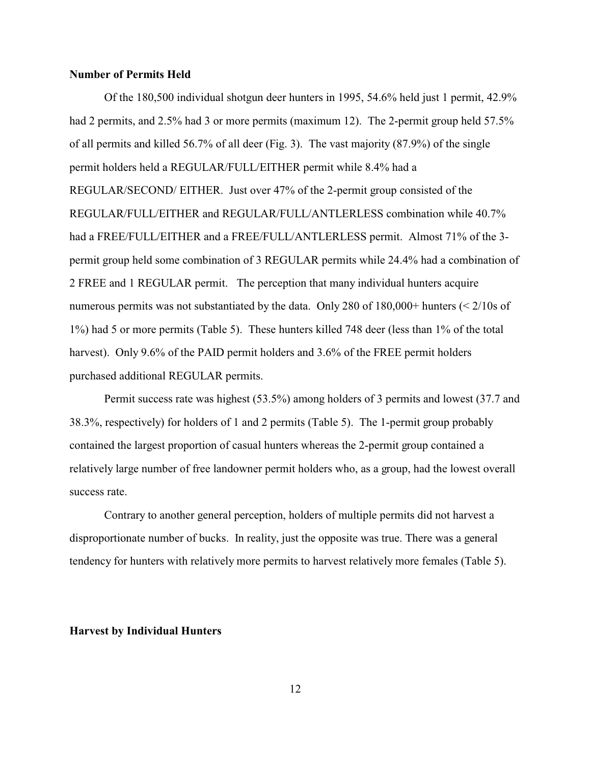## Number of Permits Held

Of the 180,500 individual shotgun deer hunters in 1995, 54.6% held just 1 permit, 42.9% had 2 permits, and 2.5% had 3 or more permits (maximum 12). The 2-permit group held 57.5% of all permits and killed 56.7% of all deer (Fig. 3). The vast majority (87.9%) of the single permit holders held a REGULAR/FULL/EITHER permit while 8.4% had a REGULAR/SECOND/ EITHER. Just over 47% of the 2-permit group consisted of the REGULAR/FULL/EITHER and REGULAR/FULL/ANTLERLESS combination while 40.7% had a FREE/FULL/EITHER and a FREE/FULL/ANTLERLESS permit. Almost 71% of the 3-permit group held some combination of 3 REGULAR permits while 24.4% had a combination of 2 FREE and 1 REGULAR permit. The perception that many individual hunters acquire numerous permits was not substantiated by the data. Only 280 of 180,000+ hunters (< 2/10s of 1%) had 5 or more permits (Table 5). These hunters killed 748 deer (less than 1% of the total harvest). Only 9.6% of the PAID permit holders and 3.6% of the FREE permit holders purchased additional REGULAR permits.

Permit success rate was highest (53.5%) among holders of 3 permits and lowest (37.7 and 38.3%, respectively) for holders of 1 and 2 permits (Table 5). The 1-permit group probably contained the largest proportion of casual hunters whereas the 2-permit group contained a relatively large number of free landowner permit holders who, as a group, had the lowest overall success rate.

Contrary to another general perception, holders of multiple permits did not harvest a disproportionate number of bucks. In reality, just the opposite was true. There was a general tendency for hunters with relatively more permits to harvest relatively more females (Table 5).

## Harvest by Individual Hunters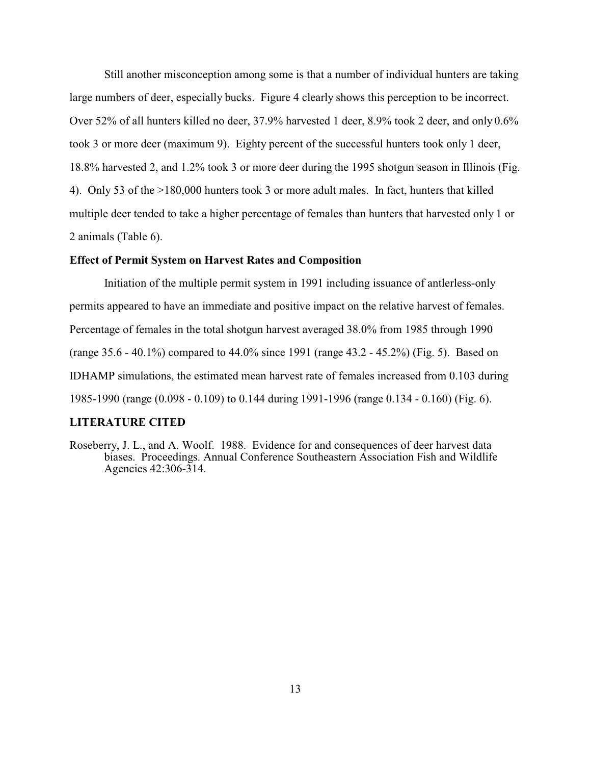Still another misconception among some is that a number of individual hunters are taking large numbers of deer, especially bucks. Figure 4 clearly shows this perception to be incorrect. Over 52% of all hunters killed no deer, 37.9% harvested 1 deer, 8.9% took 2 deer, and only 0.6% took 3 or more deer (maximum 9). Eighty percent of the successful hunters took only 1 deer, 18.8% harvested 2, and 1.2% took 3 or more deer during the 1995 shotgun season in Illinois (Fig. 4). Only 53 of the >180,000 hunters took 3 or more adult males. In fact, hunters that killed multiple deer tended to take a higher percentage of females than hunters that harvested only 1 or 2 animals (Table 6).

**Effect of Permit System on Harvest Rates and Composition**

Initiation of the multiple permit system in 1991 including issuance of antlerless-only permits appeared to have an immediate and positive impact on the relative harvest of females. Percentage of females in the total shotgun harvest averaged 38.0% from 1985 through 1990 (range 35.6 - 40.1%) compared to 44.0% since 1991 (range 43.2 - 45.2%) (Fig. 5). Based on IDHAMP simulations, the estimated mean harvest rate of females increased from 0.103 during 1985-1990 (range (0.098 - 0.109) to 0.144 during 1991-1996 (range 0.134 - 0.160) (Fig. 6).

**LITERATURE CITED**

Roseberry, J. L., and A. Woolf. 1988. Evidence for and consequences of deer harvest data biases. Proceedings. Annual Conference Southeastern Association Fish and Wildlife Agencies 42:306-314.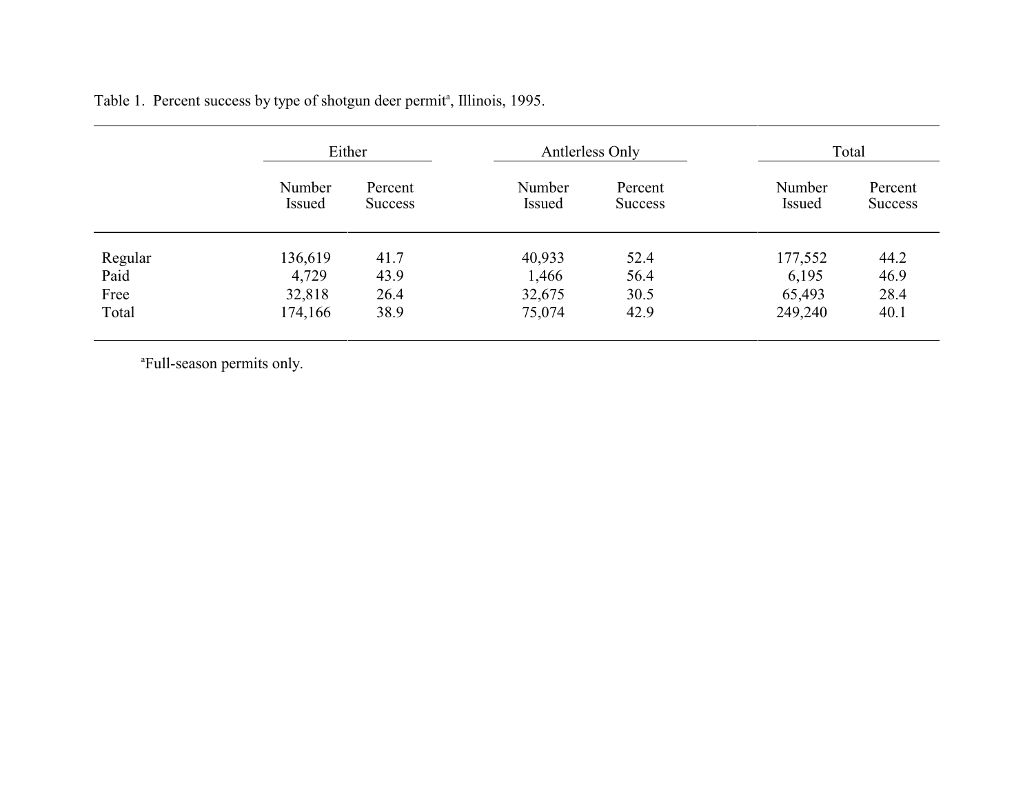Table 1. Percent success by type of shotgun deer permit[a], Illinois, 1995.

| | Either | | Antlerless Only | | Total | |
|---|---|---|---|---|---|---|
| | Number Issued | Percent Success | Number Issued | Percent Success | Number Issued | Percent Success |
| Regular | 136,619 | 41.7 | 40,933 | 52.4 | 177,552 | 44.2 |
| Paid | 4,729 | 43.9 | 1,466 | 56.4 | 6,195 | 46.9 |
| Free | 32,818 | 26.4 | 32,675 | 30.5 | 65,493 | 28.4 |
| Total | 174,166 | 38.9 | 75,074 | 42.9 | 249,240 | 40.1 |

[a]Full-season permits only.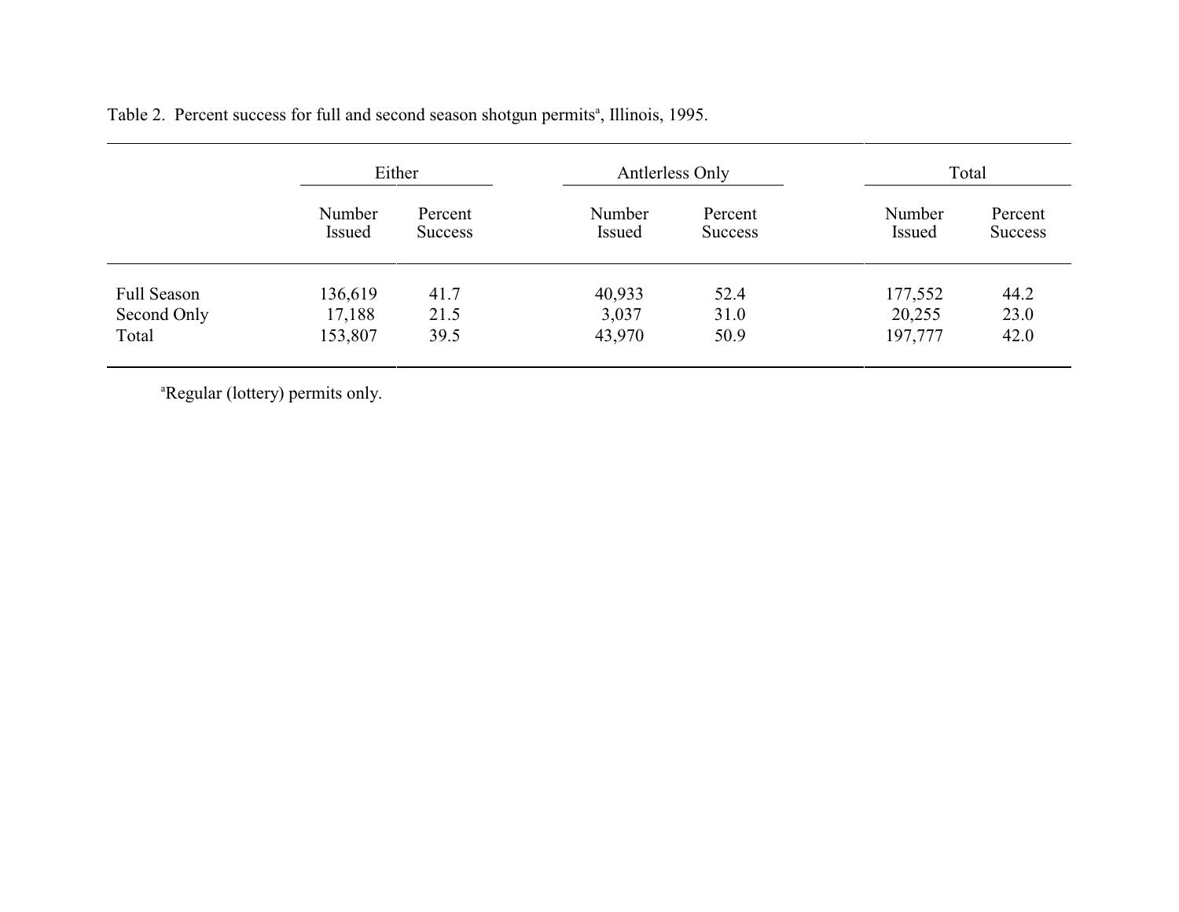Table 2. Percent success for full and second season shotgun permits[a], Illinois, 1995.

| | Either | | Antlerless Only | | Total | |
|---|---|---|---|---|---|---|
| | Number Issued | Percent Success | Number Issued | Percent Success | Number Issued | Percent Success |
| Full Season | 136,619 | 41.7 | 40,933 | 52.4 | 177,552 | 44.2 |
| Second Only | 17,188 | 21.5 | 3,037 | 31.0 | 20,255 | 23.0 |
| Total | 153,807 | 39.5 | 43,970 | 50.9 | 197,777 | 42.0 |

[a]Regular (lottery) permits only.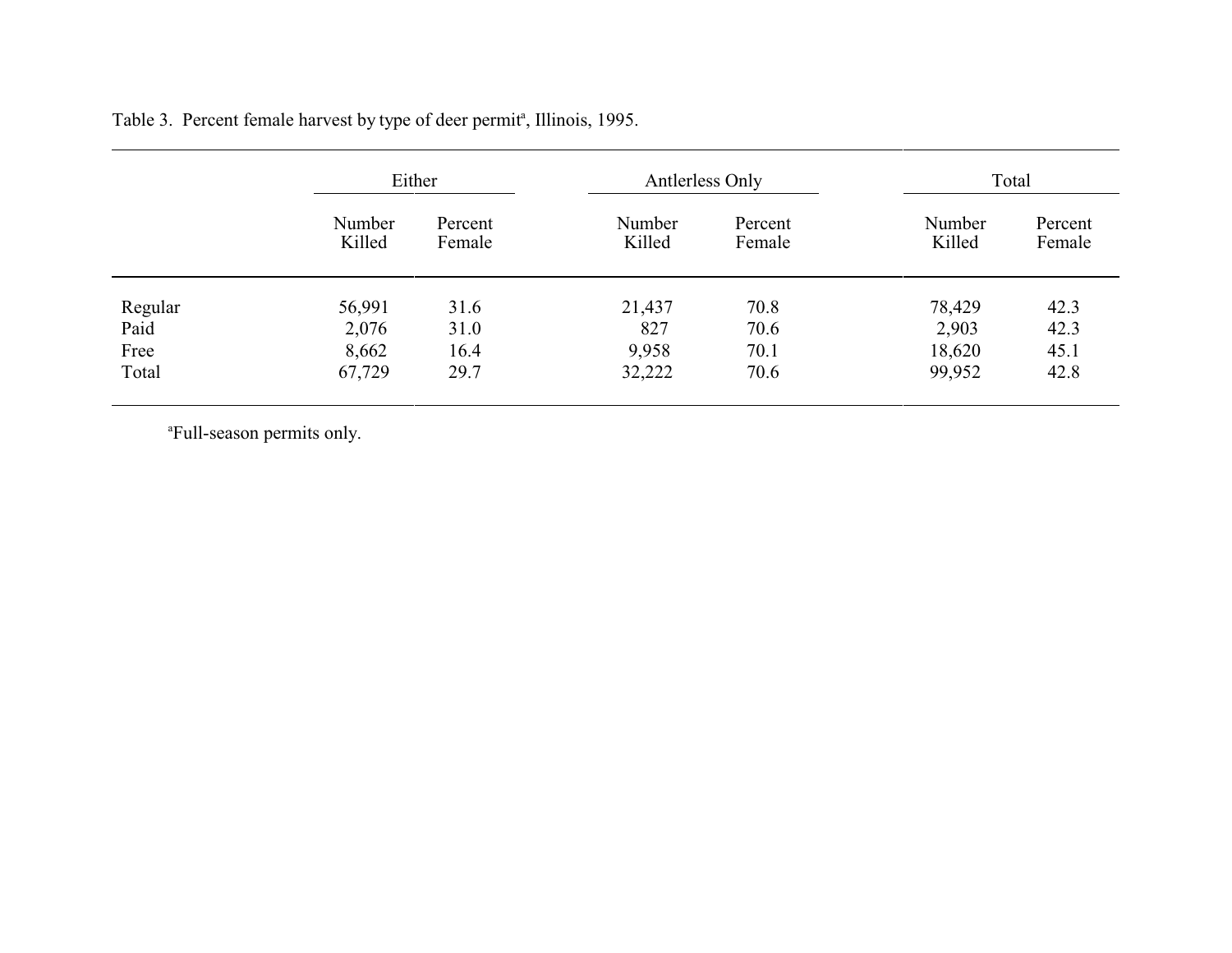Table 3. Percent female harvest by type of deer permit[a], Illinois, 1995.

| | Either | | Antlerless Only | | Total | |
|---|---|---|---|---|---|---|
| | Number Killed | Percent Female | Number Killed | Percent Female | Number Killed | Percent Female |
| Regular | 56,991 | 31.6 | 21,437 | 70.8 | 78,429 | 42.3 |
| Paid | 2,076 | 31.0 | 827 | 70.6 | 2,903 | 42.3 |
| Free | 8,662 | 16.4 | 9,958 | 70.1 | 18,620 | 45.1 |
| Total | 67,729 | 29.7 | 32,222 | 70.6 | 99,952 | 42.8 |

[a]Full-season permits only.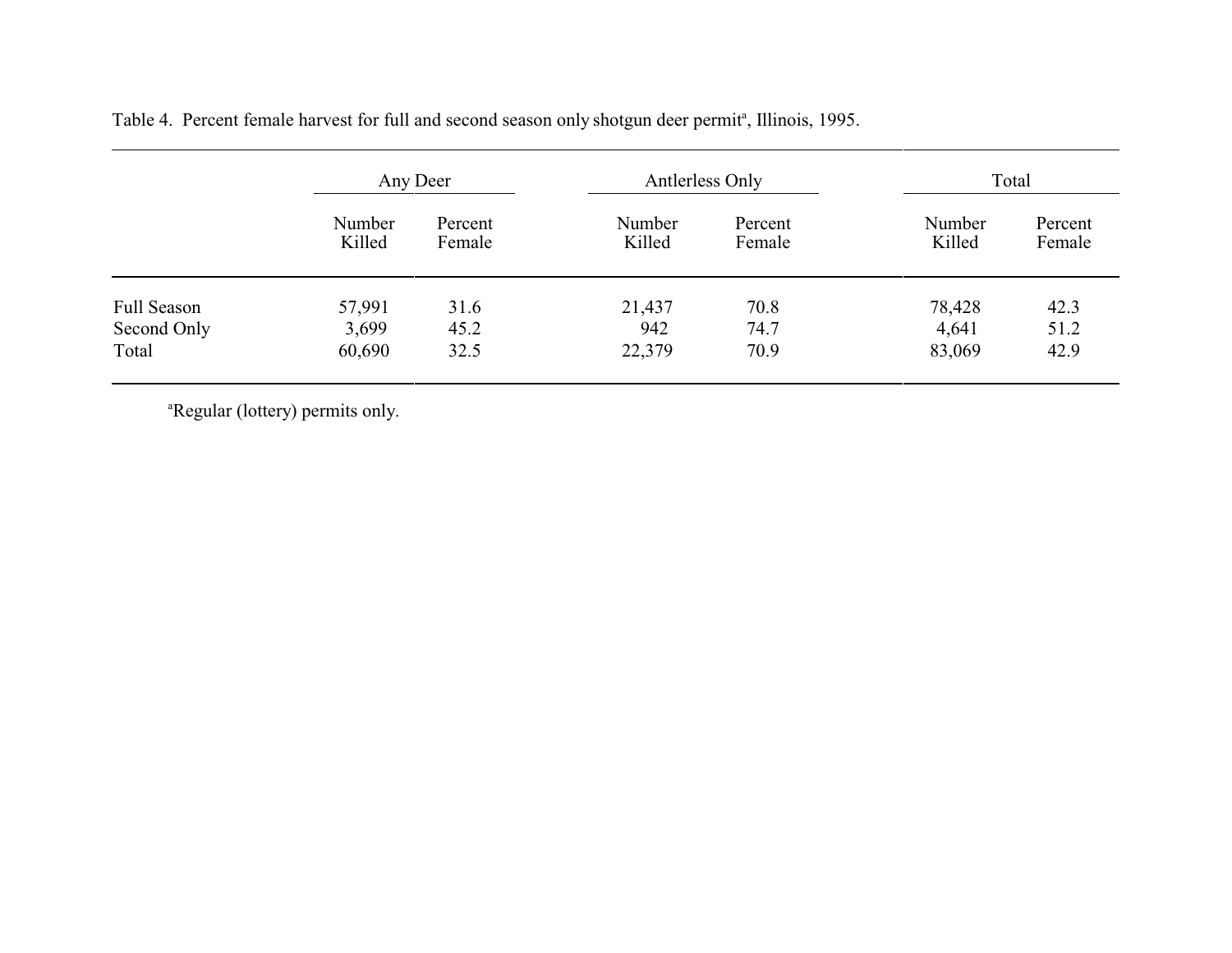Table 4. Percent female harvest for full and second season only shotgun deer permit[a], Illinois, 1995.

| | Any Deer | | Antlerless Only | | Total | |
|---|---|---|---|---|---|---|
| | Number Killed | Percent Female | Number Killed | Percent Female | Number Killed | Percent Female |
| Full Season | 57,991 | 31.6 | 21,437 | 70.8 | 78,428 | 42.3 |
| Second Only | 3,699 | 45.2 | 942 | 74.7 | 4,641 | 51.2 |
| Total | 60,690 | 32.5 | 22,379 | 70.9 | 83,069 | 42.9 |

[a]Regular (lottery) permits only.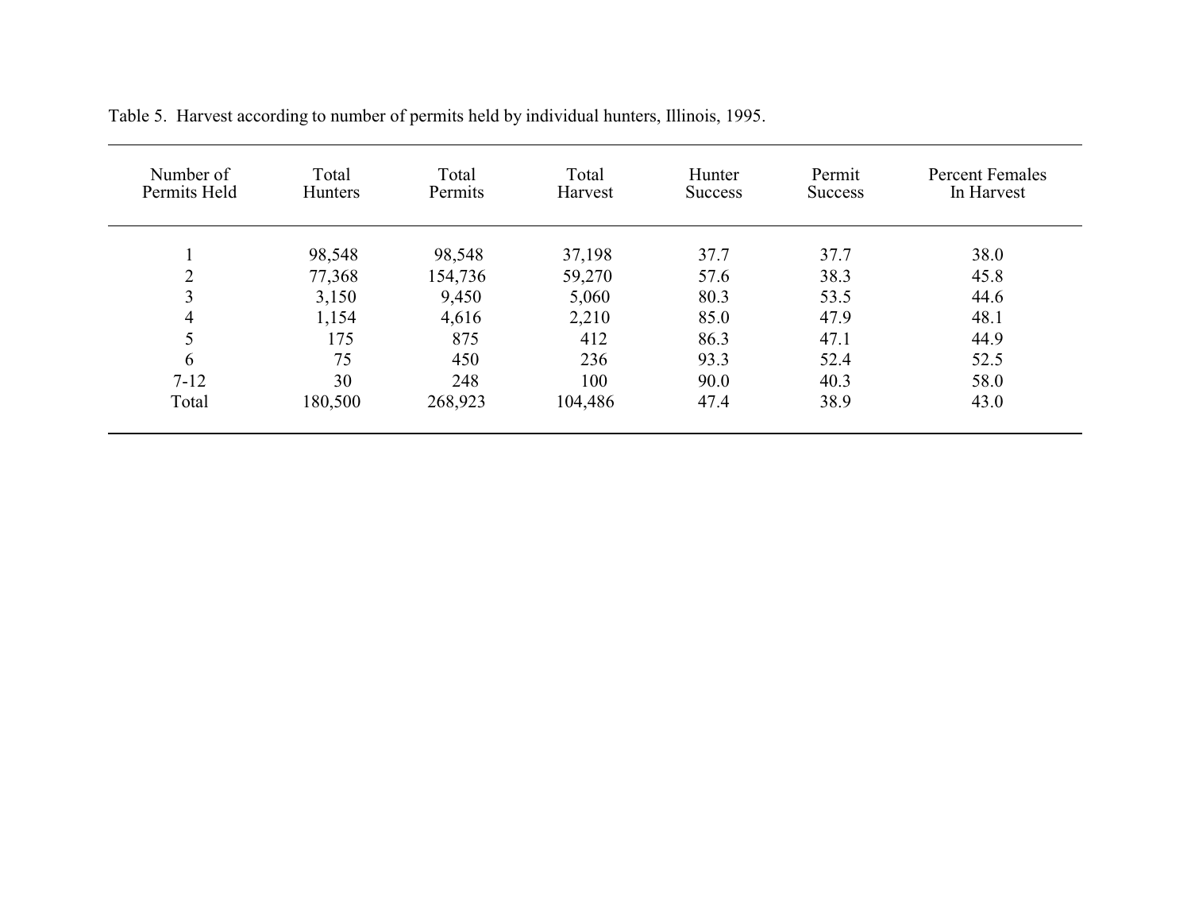Table 5. Harvest according to number of permits held by individual hunters, Illinois, 1995.

| Number of Permits Held | Total Hunters | Total Permits | Total Harvest | Hunter Success | Permit Success | Percent Females In Harvest |
|---|---|---|---|---|---|---|
| 1 | 98,548 | 98,548 | 37,198 | 37.7 | 37.7 | 38.0 |
| 2 | 77,368 | 154,736 | 59,270 | 57.6 | 38.3 | 45.8 |
| 3 | 3,150 | 9,450 | 5,060 | 80.3 | 53.5 | 44.6 |
| 4 | 1,154 | 4,616 | 2,210 | 85.0 | 47.9 | 48.1 |
| 5 | 175 | 875 | 412 | 86.3 | 47.1 | 44.9 |
| 6 | 75 | 450 | 236 | 93.3 | 52.4 | 52.5 |
| 7-12 | 30 | 248 | 100 | 90.0 | 40.3 | 58.0 |
| Total | 180,500 | 268,923 | 104,486 | 47.4 | 38.9 | 43.0 |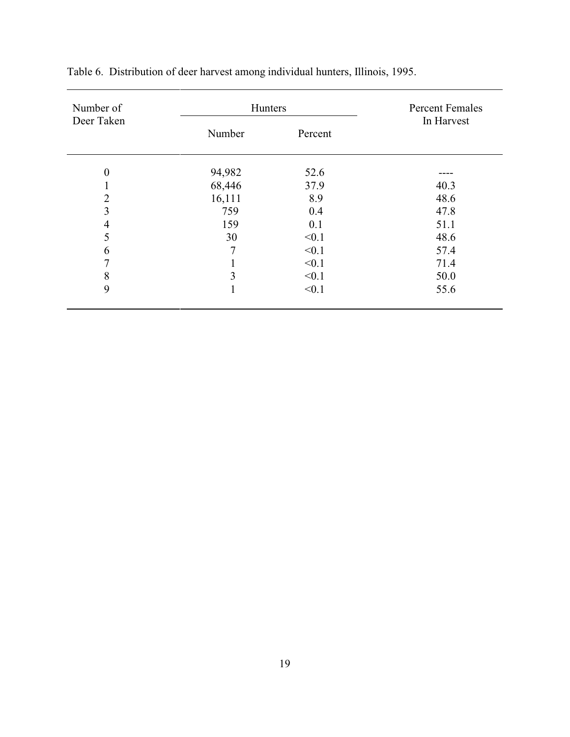Table 6. Distribution of deer harvest among individual hunters, Illinois, 1995.

| Number of Deer Taken | Hunters | | Percent Females In Harvest |
|---|---|---|---|
| | Number | Percent | |
| 0 | 94,982 | 52.6 | ---- |
| 1 | 68,446 | 37.9 | 40.3 |
| 2 | 16,111 | 8.9 | 48.6 |
| 3 | 759 | 0.4 | 47.8 |
| 4 | 159 | 0.1 | 51.1 |
| 5 | 30 | <0.1 | 48.6 |
| 6 | 7 | <0.1 | 57.4 |
| 7 | 1 | <0.1 | 71.4 |
| 8 | 3 | <0.1 | 50.0 |
| 9 | 1 | <0.1 | 55.6 |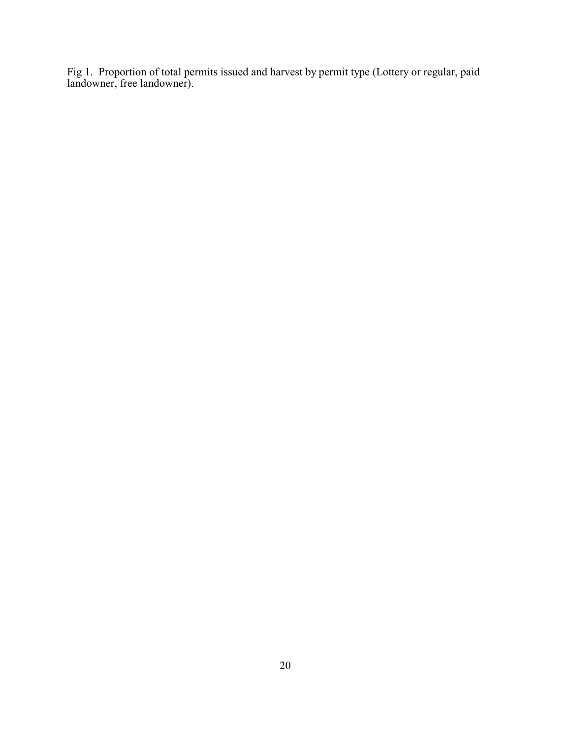Fig 1. Proportion of total permits issued and harvest by permit type (Lottery or regular, paid landowner, free landowner).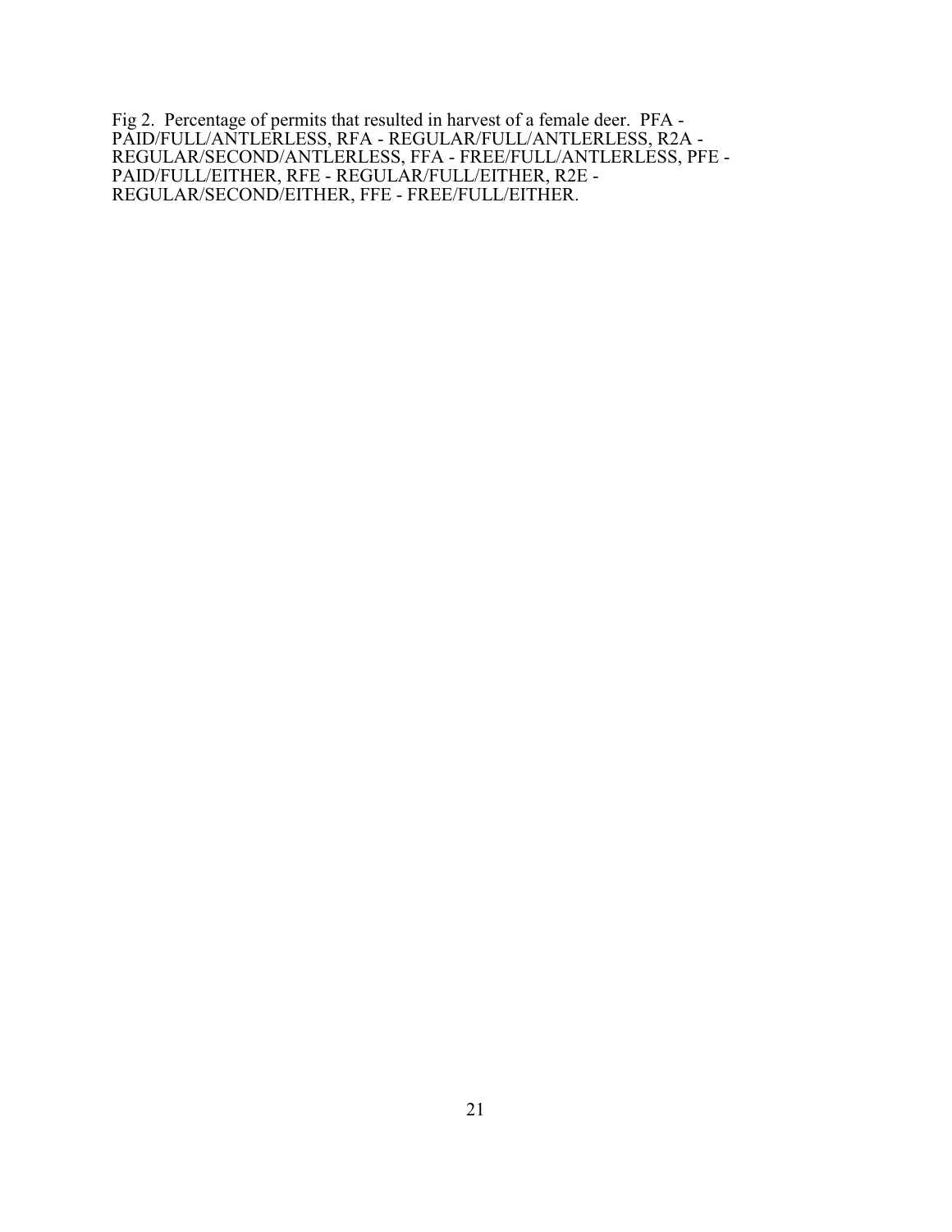Fig 2. Percentage of permits that resulted in harvest of a female deer. PFA - PAID/FULL/ANTLERLESS, RFA - REGULAR/FULL/ANTLERLESS, R2A - REGULAR/SECOND/ANTLERLESS, FFA - FREE/FULL/ANTLERLESS, PFE - PAID/FULL/EITHER, RFE - REGULAR/FULL/EITHER, R2E - REGULAR/SECOND/EITHER, FFE - FREE/FULL/EITHER.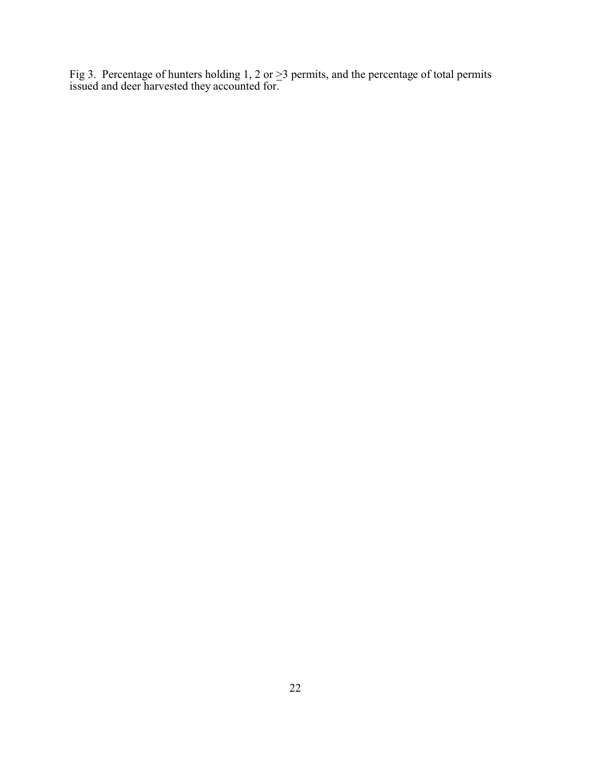Fig 3. Percentage of hunters holding 1, 2 or ≥3 permits, and the percentage of total permits issued and deer harvested they accounted for.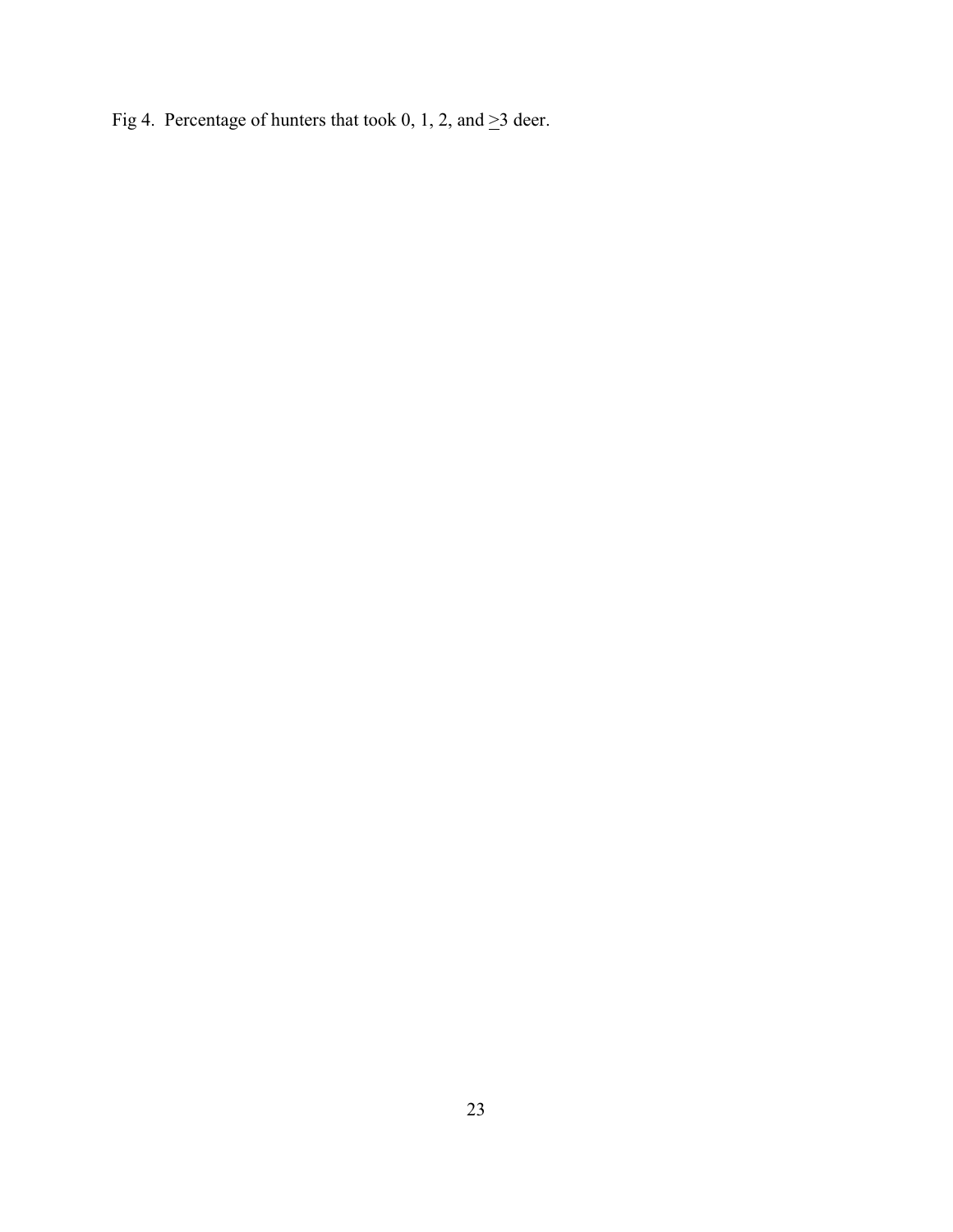Fig 4. Percentage of hunters that took 0, 1, 2, and ≥3 deer.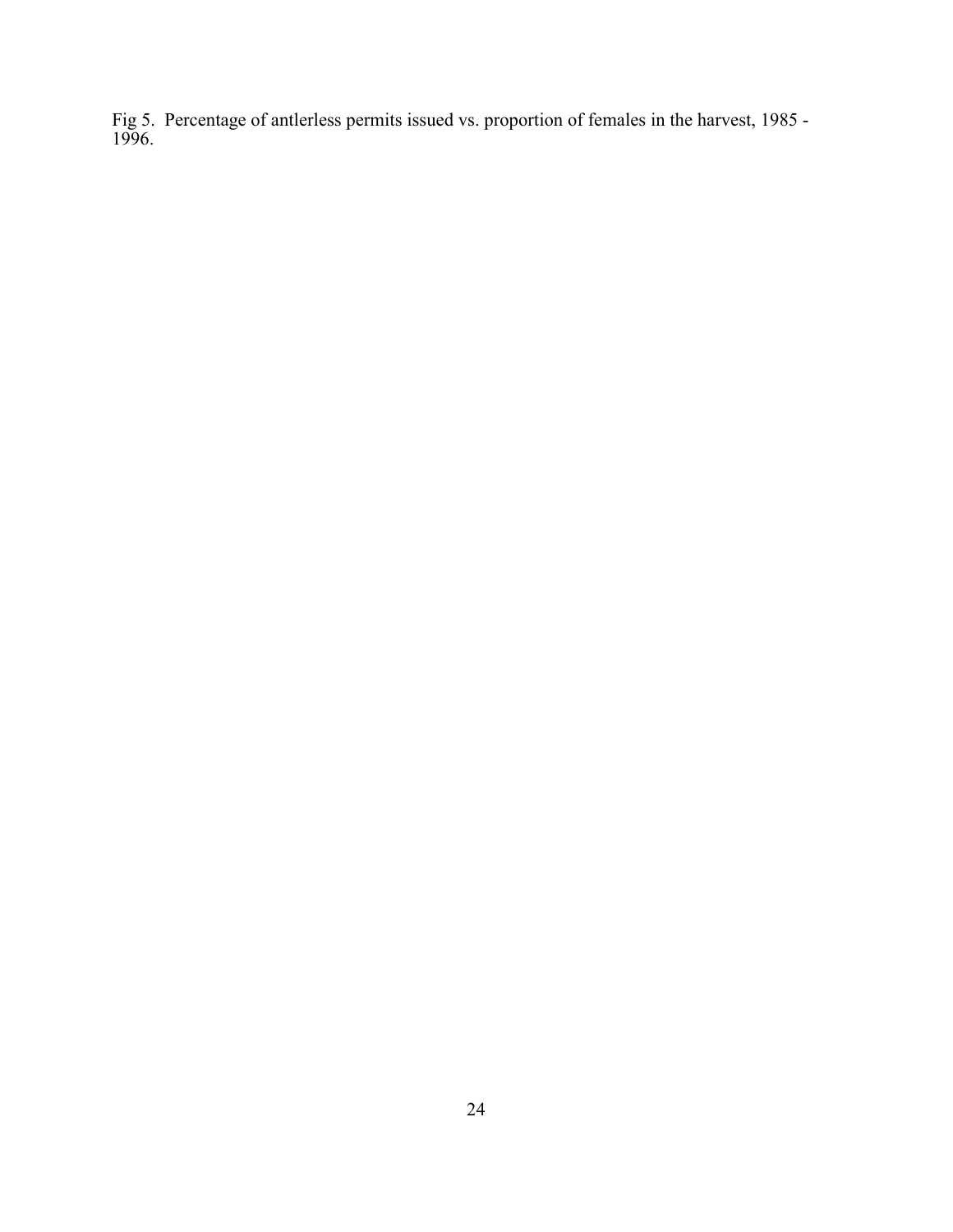Fig 5. Percentage of antlerless permits issued vs. proportion of females in the harvest, 1985 - 1996.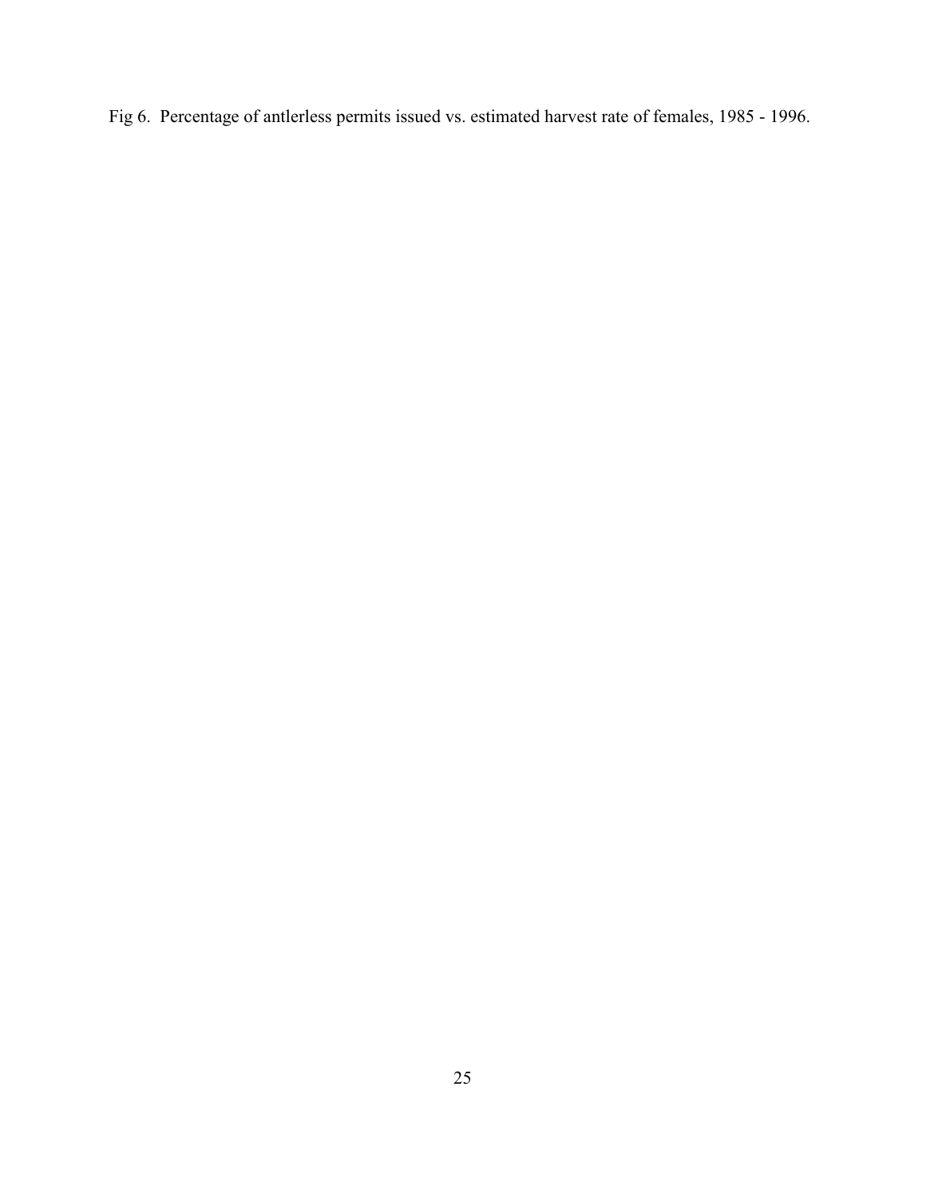Fig 6. Percentage of antlerless permits issued vs. estimated harvest rate of females, 1985 - 1996.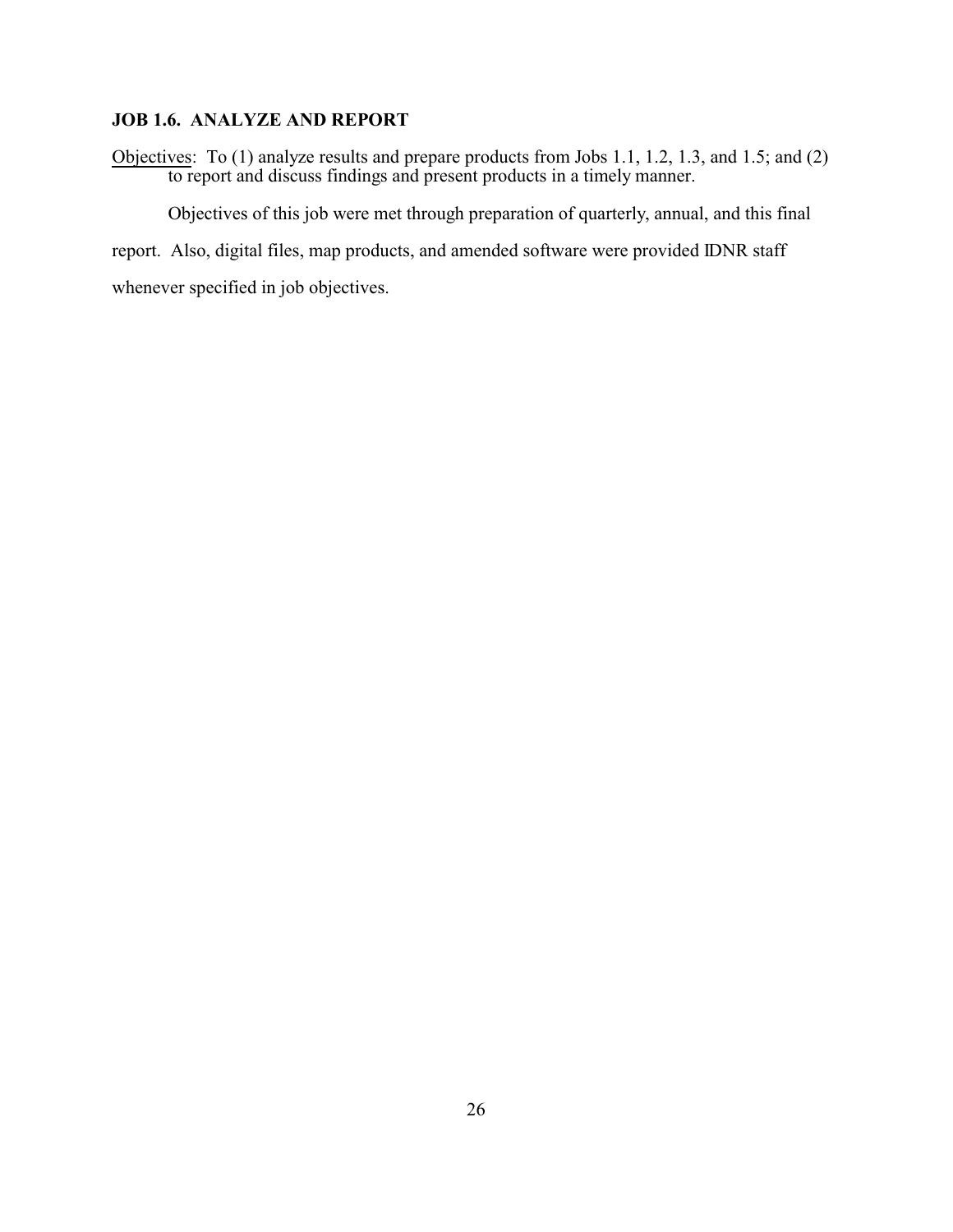## JOB 1.6. ANALYZE AND REPORT

Objectives: To (1) analyze results and prepare products from Jobs 1.1, 1.2, 1.3, and 1.5; and (2) to report and discuss findings and present products in a timely manner.

Objectives of this job were met through preparation of quarterly, annual, and this final report. Also, digital files, map products, and amended software were provided IDNR staff whenever specified in job objectives.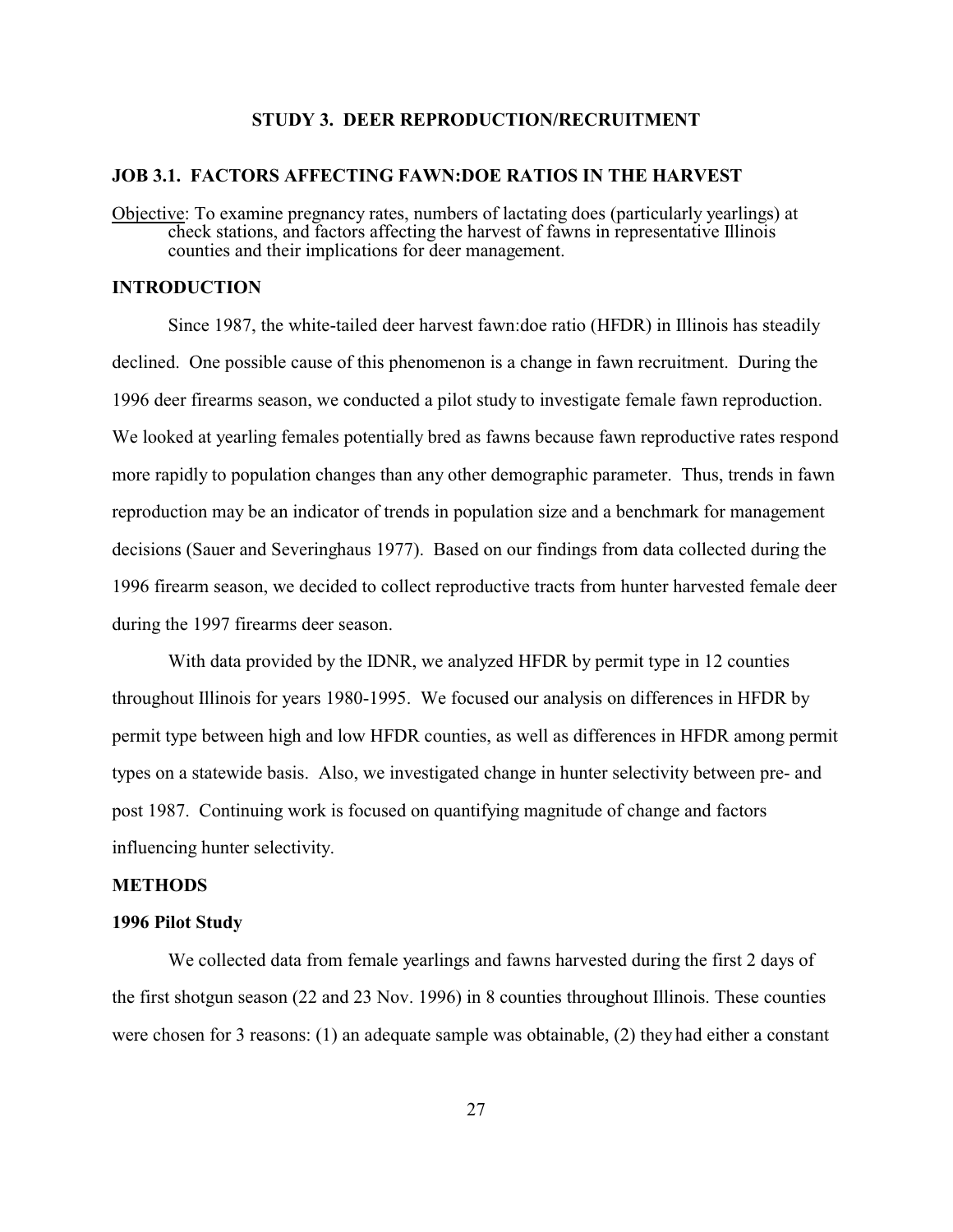## STUDY 3. DEER REPRODUCTION/RECRUITMENT

### JOB 3.1. FACTORS AFFECTING FAWN:DOE RATIOS IN THE HARVEST

Objective: To examine pregnancy rates, numbers of lactating does (particularly yearlings) at check stations, and factors affecting the harvest of fawns in representative Illinois counties and their implications for deer management.

### INTRODUCTION

Since 1987, the white-tailed deer harvest fawn:doe ratio (HFDR) in Illinois has steadily declined. One possible cause of this phenomenon is a change in fawn recruitment. During the 1996 deer firearms season, we conducted a pilot study to investigate female fawn reproduction. We looked at yearling females potentially bred as fawns because fawn reproductive rates respond more rapidly to population changes than any other demographic parameter. Thus, trends in fawn reproduction may be an indicator of trends in population size and a benchmark for management decisions (Sauer and Severinghaus 1977). Based on our findings from data collected during the 1996 firearm season, we decided to collect reproductive tracts from hunter harvested female deer during the 1997 firearms deer season.

With data provided by the IDNR, we analyzed HFDR by permit type in 12 counties throughout Illinois for years 1980-1995. We focused our analysis on differences in HFDR by permit type between high and low HFDR counties, as well as differences in HFDR among permit types on a statewide basis. Also, we investigated change in hunter selectivity between pre- and post 1987. Continuing work is focused on quantifying magnitude of change and factors influencing hunter selectivity.

### METHODS

#### 1996 Pilot Study

We collected data from female yearlings and fawns harvested during the first 2 days of the first shotgun season (22 and 23 Nov. 1996) in 8 counties throughout Illinois. These counties were chosen for 3 reasons: (1) an adequate sample was obtainable, (2) they had either a constant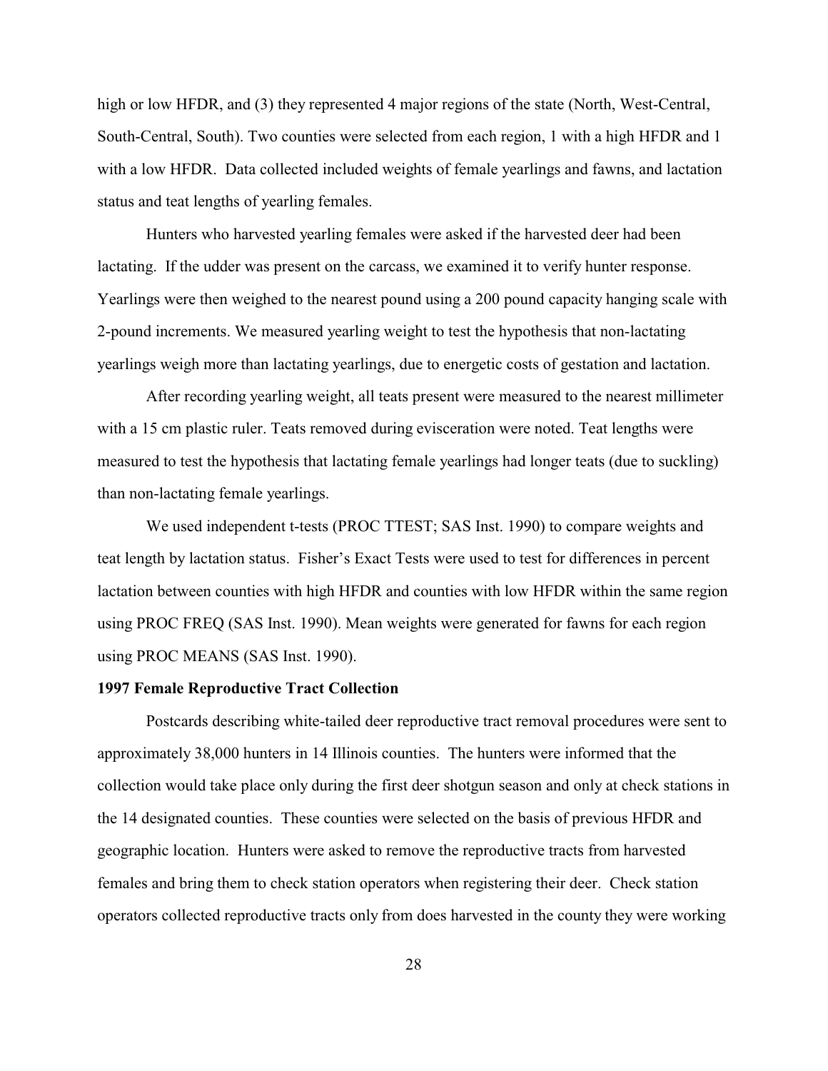high or low HFDR, and (3) they represented 4 major regions of the state (North, West-Central, South-Central, South). Two counties were selected from each region, 1 with a high HFDR and 1 with a low HFDR. Data collected included weights of female yearlings and fawns, and lactation status and teat lengths of yearling females.

Hunters who harvested yearling females were asked if the harvested deer had been lactating. If the udder was present on the carcass, we examined it to verify hunter response. Yearlings were then weighed to the nearest pound using a 200 pound capacity hanging scale with 2-pound increments. We measured yearling weight to test the hypothesis that non-lactating yearlings weigh more than lactating yearlings, due to energetic costs of gestation and lactation.

After recording yearling weight, all teats present were measured to the nearest millimeter with a 15 cm plastic ruler. Teats removed during evisceration were noted. Teat lengths were measured to test the hypothesis that lactating female yearlings had longer teats (due to suckling) than non-lactating female yearlings.

We used independent t-tests (PROC TTEST; SAS Inst. 1990) to compare weights and teat length by lactation status. Fisher's Exact Tests were used to test for differences in percent lactation between counties with high HFDR and counties with low HFDR within the same region using PROC FREQ (SAS Inst. 1990). Mean weights were generated for fawns for each region using PROC MEANS (SAS Inst. 1990).

**1997 Female Reproductive Tract Collection**

Postcards describing white-tailed deer reproductive tract removal procedures were sent to approximately 38,000 hunters in 14 Illinois counties. The hunters were informed that the collection would take place only during the first deer shotgun season and only at check stations in the 14 designated counties. These counties were selected on the basis of previous HFDR and geographic location. Hunters were asked to remove the reproductive tracts from harvested females and bring them to check station operators when registering their deer. Check station operators collected reproductive tracts only from does harvested in the county they were working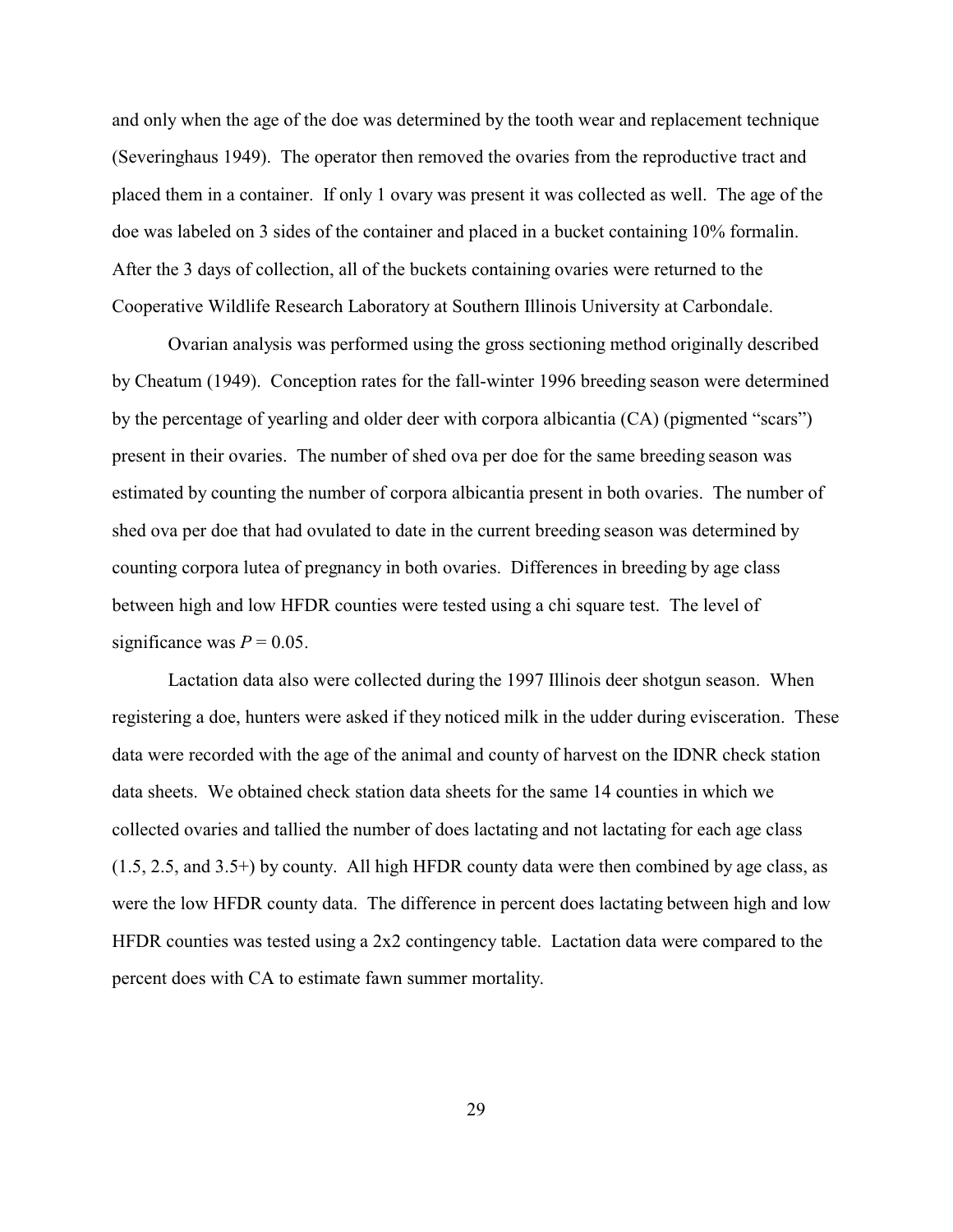and only when the age of the doe was determined by the tooth wear and replacement technique (Severinghaus 1949). The operator then removed the ovaries from the reproductive tract and placed them in a container. If only 1 ovary was present it was collected as well. The age of the doe was labeled on 3 sides of the container and placed in a bucket containing 10% formalin. After the 3 days of collection, all of the buckets containing ovaries were returned to the Cooperative Wildlife Research Laboratory at Southern Illinois University at Carbondale.

Ovarian analysis was performed using the gross sectioning method originally described by Cheatum (1949). Conception rates for the fall-winter 1996 breeding season were determined by the percentage of yearling and older deer with corpora albicantia (CA) (pigmented "scars") present in their ovaries. The number of shed ova per doe for the same breeding season was estimated by counting the number of corpora albicantia present in both ovaries. The number of shed ova per doe that had ovulated to date in the current breeding season was determined by counting corpora lutea of pregnancy in both ovaries. Differences in breeding by age class between high and low HFDR counties were tested using a chi square test. The level of significance was $P = 0.05$.

Lactation data also were collected during the 1997 Illinois deer shotgun season. When registering a doe, hunters were asked if they noticed milk in the udder during evisceration. These data were recorded with the age of the animal and county of harvest on the IDNR check station data sheets. We obtained check station data sheets for the same 14 counties in which we collected ovaries and tallied the number of does lactating and not lactating for each age class (1.5, 2.5, and 3.5+) by county. All high HFDR county data were then combined by age class, as were the low HFDR county data. The difference in percent does lactating between high and low HFDR counties was tested using a 2x2 contingency table. Lactation data were compared to the percent does with CA to estimate fawn summer mortality.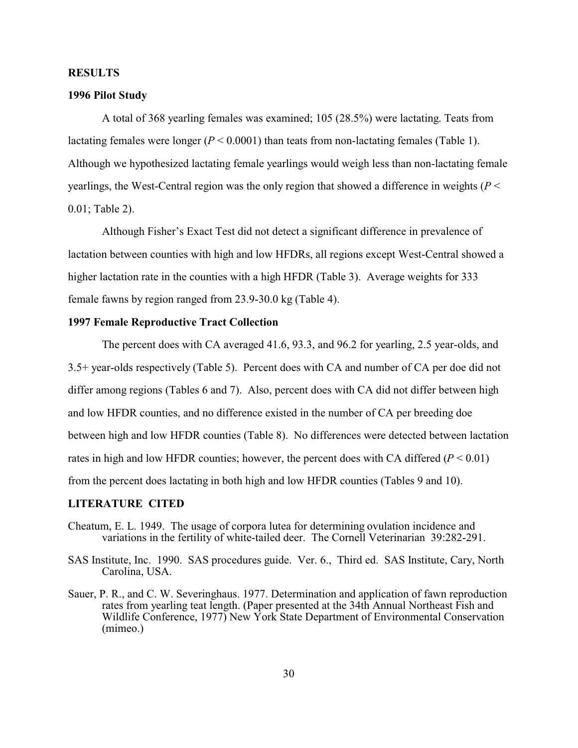## RESULTS

### 1996 Pilot Study

A total of 368 yearling females was examined; 105 (28.5%) were lactating. Teats from lactating females were longer ($P < 0.0001$) than teats from non-lactating females (Table 1). Although we hypothesized lactating female yearlings would weigh less than non-lactating female yearlings, the West-Central region was the only region that showed a difference in weights ($P < 0.01$; Table 2).

Although Fisher's Exact Test did not detect a significant difference in prevalence of lactation between counties with high and low HFDRs, all regions except West-Central showed a higher lactation rate in the counties with a high HFDR (Table 3). Average weights for 333 female fawns by region ranged from 23.9-30.0 kg (Table 4).

### 1997 Female Reproductive Tract Collection

The percent does with CA averaged 41.6, 93.3, and 96.2 for yearling, 2.5 year-olds, and 3.5+ year-olds respectively (Table 5). Percent does with CA and number of CA per doe did not differ among regions (Tables 6 and 7). Also, percent does with CA did not differ between high and low HFDR counties, and no difference existed in the number of CA per breeding doe between high and low HFDR counties (Table 8). No differences were detected between lactation rates in high and low HFDR counties; however, the percent does with CA differed ($P < 0.01$) from the percent does lactating in both high and low HFDR counties (Tables 9 and 10).

## LITERATURE CITED

Cheatum, E. L. 1949. The usage of corpora lutea for determining ovulation incidence and variations in the fertility of white-tailed deer. The Cornell Veterinarian 39:282-291.

SAS Institute, Inc. 1990. SAS procedures guide. Ver. 6., Third ed. SAS Institute, Cary, North Carolina, USA.

Sauer, P. R., and C. W. Severinghaus. 1977. Determination and application of fawn reproduction rates from yearling teat length. (Paper presented at the 34th Annual Northeast Fish and Wildlife Conference, 1977) New York State Department of Environmental Conservation (mimeo.)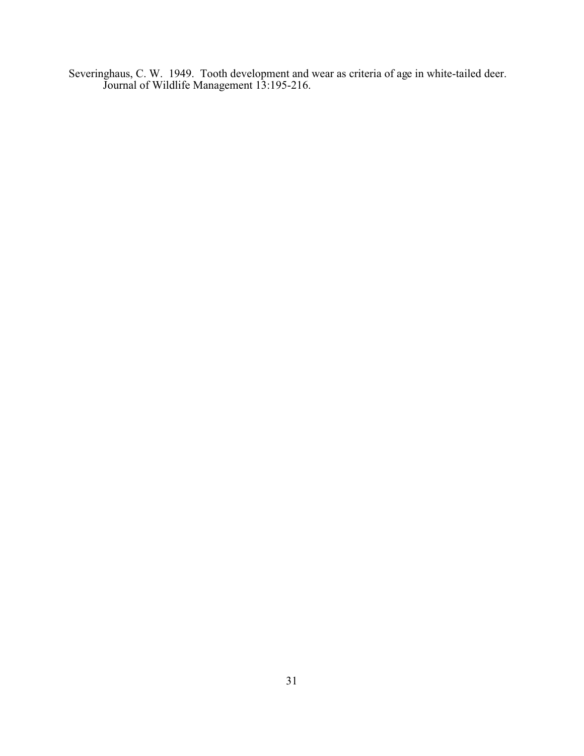Severinghaus, C. W. 1949. Tooth development and wear as criteria of age in white-tailed deer. Journal of Wildlife Management 13:195-216.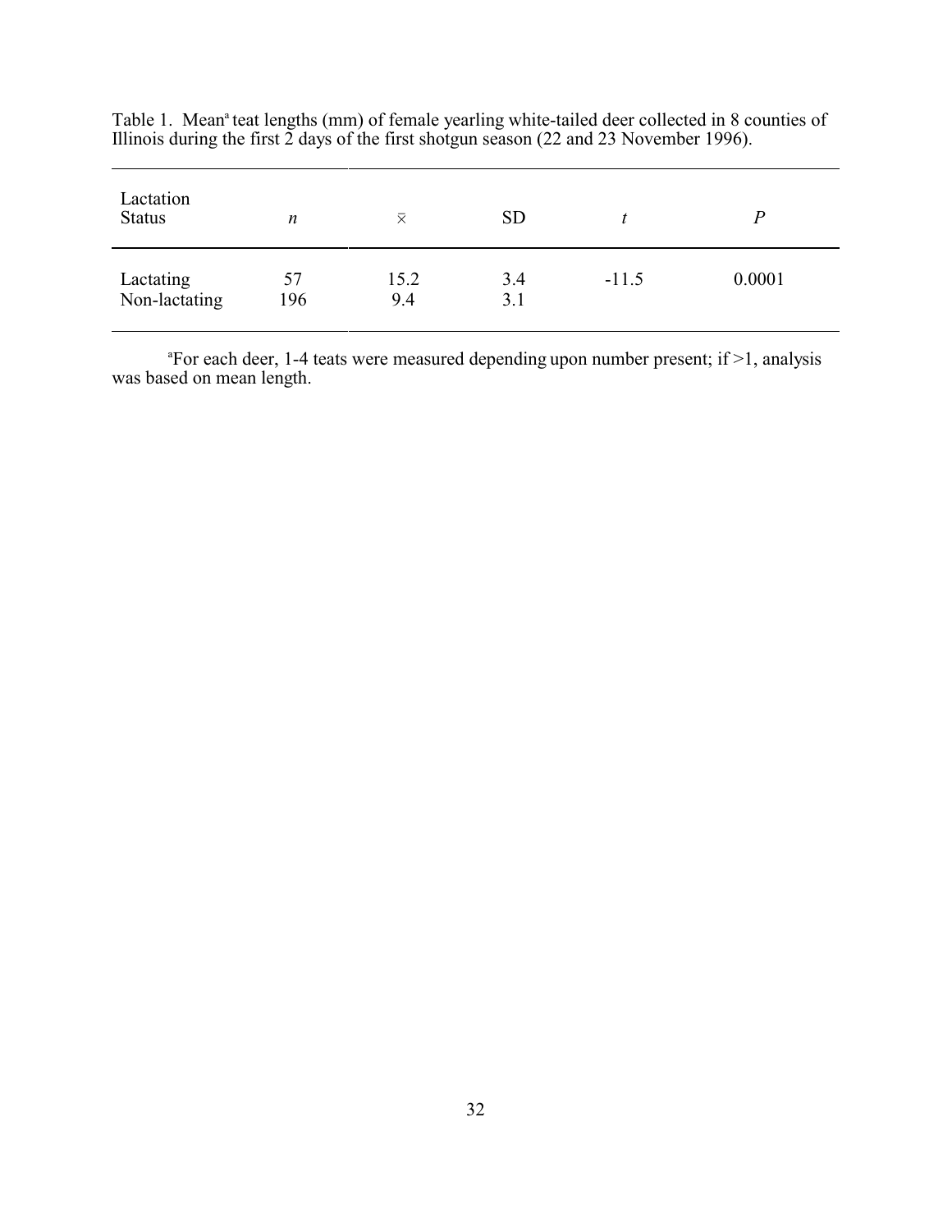Table 1. Mean[a] teat lengths (mm) of female yearling white-tailed deer collected in 8 counties of Illinois during the first 2 days of the first shotgun season (22 and 23 November 1996).

| Lactation Status | *n* | $\bar{x}$ | SD | *t* | *P* |
|---|---|---|---|---|---|
| Lactating | 57 | 15.2 | 3.4 | -11.5 | 0.0001 |
| Non-lactating | 196 | 9.4 | 3.1 | | |

[a]For each deer, 1-4 teats were measured depending upon number present; if >1, analysis was based on mean length.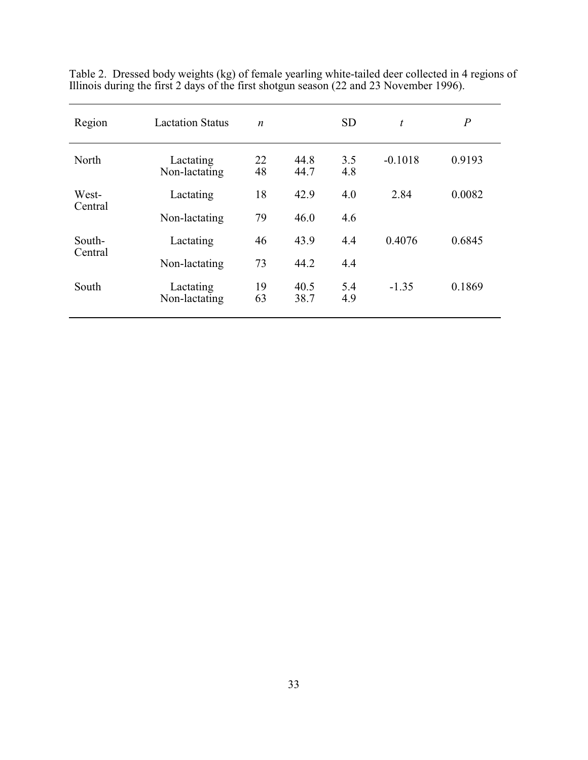Table 2. Dressed body weights (kg) of female yearling white-tailed deer collected in 4 regions of Illinois during the first 2 days of the first shotgun season (22 and 23 November 1996).

| Region | Lactation Status | *n* | | SD | *t* | *P* |
|---|---|---|---|---|---|---|
| North | Lactating | 22 | 44.8 | 3.5 | -0.1018 | 0.9193 |
| | Non-lactating | 48 | 44.7 | 4.8 | | |
| West-Central | Lactating | 18 | 42.9 | 4.0 | 2.84 | 0.0082 |
| | Non-lactating | 79 | 46.0 | 4.6 | | |
| South-Central | Lactating | 46 | 43.9 | 4.4 | 0.4076 | 0.6845 |
| | Non-lactating | 73 | 44.2 | 4.4 | | |
| South | Lactating | 19 | 40.5 | 5.4 | -1.35 | 0.1869 |
| | Non-lactating | 63 | 38.7 | 4.9 | | |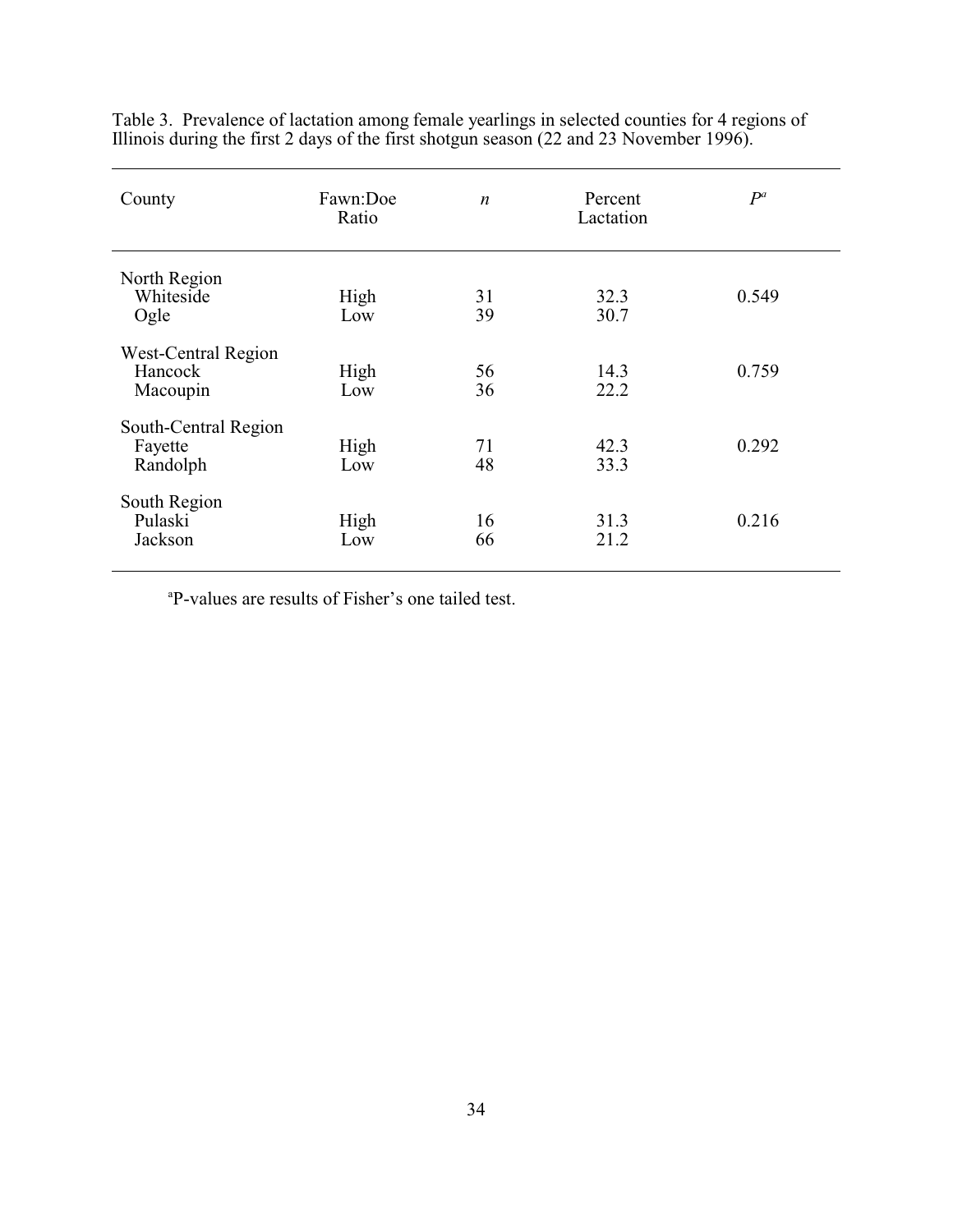Table 3. Prevalence of lactation among female yearlings in selected counties for 4 regions of Illinois during the first 2 days of the first shotgun season (22 and 23 November 1996).

| County | Fawn:Doe Ratio | *n* | Percent Lactation | *P*[a] |
|---|---|---|---|---|
| North Region | | | | |
| Whiteside | High | 31 | 32.3 | 0.549 |
| Ogle | Low | 39 | 30.7 | |
| West-Central Region | | | | |
| Hancock | High | 56 | 14.3 | 0.759 |
| Macoupin | Low | 36 | 22.2 | |
| South-Central Region | | | | |
| Fayette | High | 71 | 42.3 | 0.292 |
| Randolph | Low | 48 | 33.3 | |
| South Region | | | | |
| Pulaski | High | 16 | 31.3 | 0.216 |
| Jackson | Low | 66 | 21.2 | |

[a]P-values are results of Fisher's one tailed test.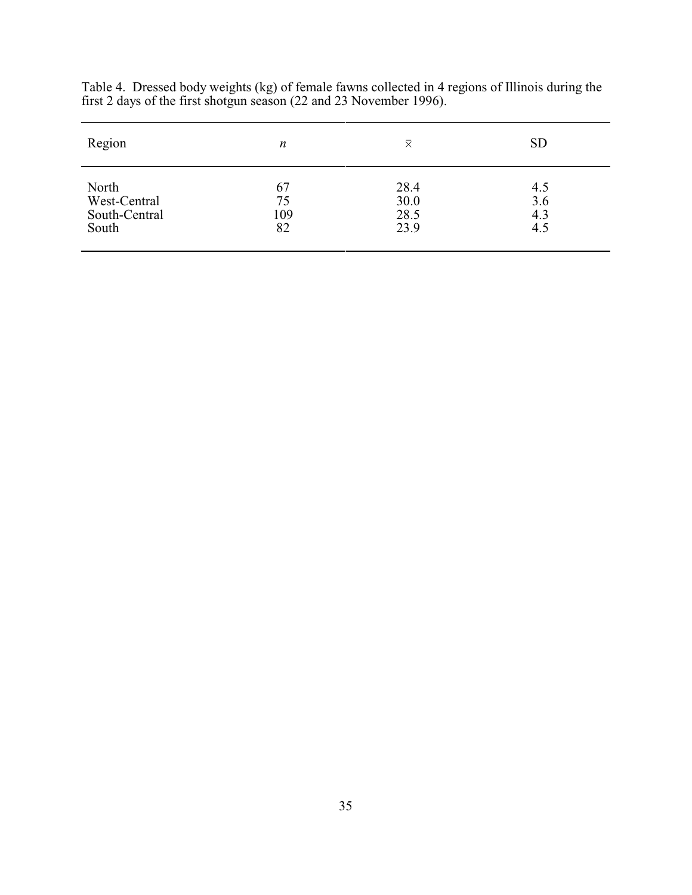Table 4. Dressed body weights (kg) of female fawns collected in 4 regions of Illinois during the first 2 days of the first shotgun season (22 and 23 November 1996).

| Region | *n* | $\bar{x}$ | SD |
|---|---|---|---|
| North | 67 | 28.4 | 4.5 |
| West-Central | 75 | 30.0 | 3.6 |
| South-Central | 109 | 28.5 | 4.3 |
| South | 82 | 23.9 | 4.5 |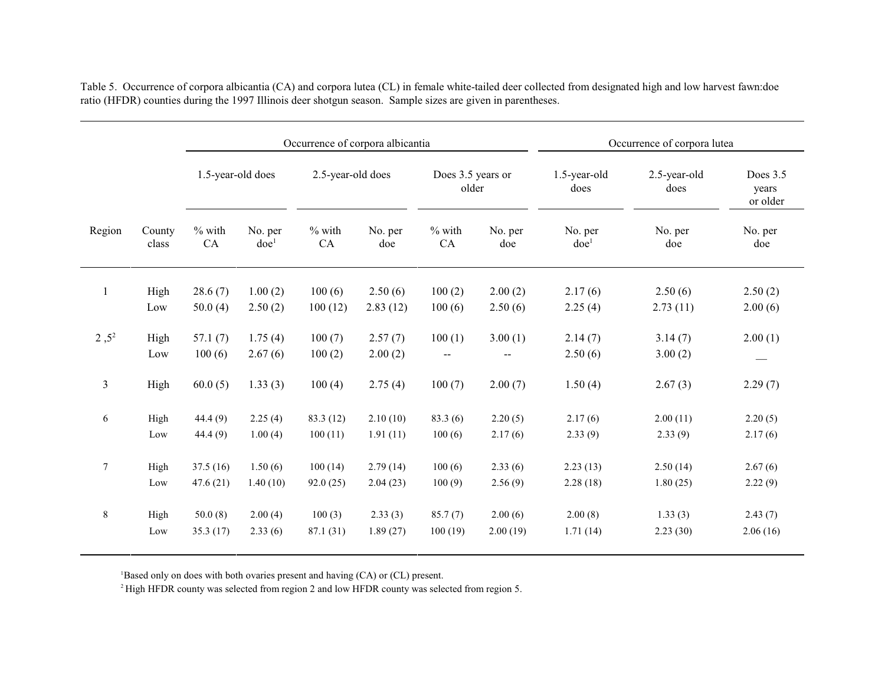Table 5. Occurrence of corpora albicantia (CA) and corpora lutea (CL) in female white-tailed deer collected from designated high and low harvest fawn:doe ratio (HFDR) counties during the 1997 Illinois deer shotgun season. Sample sizes are given in parentheses.

| | | Occurrence of corpora albicantia | | | | | | Occurrence of corpora lutea | | |
|---|---|---|---|---|---|---|---|---|---|---|
| | | 1.5-year-old does | | 2.5-year-old does | | Does 3.5 years or older | | 1.5-year-old does | 2.5-year-old does | Does 3.5 years or older |
| Region | County class | % with CA | No. per doe[1] | % with CA | No. per doe | % with CA | No. per doe | No. per doe[1] | No. per doe | No. per doe |
| 1 | High | 28.6 (7) | 1.00 (2) | 100 (6) | 2.50 (6) | 100 (2) | 2.00 (2) | 2.17 (6) | 2.50 (6) | 2.50 (2) |
| | Low | 50.0 (4) | 2.50 (2) | 100 (12) | 2.83 (12) | 100 (6) | 2.50 (6) | 2.25 (4) | 2.73 (11) | 2.00 (6) |
| 2 ,5[2] | High | 57.1 (7) | 1.75 (4) | 100 (7) | 2.57 (7) | 100 (1) | 3.00 (1) | 2.14 (7) | 3.14 (7) | 2.00 (1) |
| | Low | 100 (6) | 2.67 (6) | 100 (2) | 2.00 (2) | -- | -- | 2.50 (6) | 3.00 (2) | — |
| 3 | High | 60.0 (5) | 1.33 (3) | 100 (4) | 2.75 (4) | 100 (7) | 2.00 (7) | 1.50 (4) | 2.67 (3) | 2.29 (7) |
| 6 | High | 44.4 (9) | 2.25 (4) | 83.3 (12) | 2.10 (10) | 83.3 (6) | 2.20 (5) | 2.17 (6) | 2.00 (11) | 2.20 (5) |
| | Low | 44.4 (9) | 1.00 (4) | 100 (11) | 1.91 (11) | 100 (6) | 2.17 (6) | 2.33 (9) | 2.33 (9) | 2.17 (6) |
| 7 | High | 37.5 (16) | 1.50 (6) | 100 (14) | 2.79 (14) | 100 (6) | 2.33 (6) | 2.23 (13) | 2.50 (14) | 2.67 (6) |
| | Low | 47.6 (21) | 1.40 (10) | 92.0 (25) | 2.04 (23) | 100 (9) | 2.56 (9) | 2.28 (18) | 1.80 (25) | 2.22 (9) |
| 8 | High | 50.0 (8) | 2.00 (4) | 100 (3) | 2.33 (3) | 85.7 (7) | 2.00 (6) | 2.00 (8) | 1.33 (3) | 2.43 (7) |
| | Low | 35.3 (17) | 2.33 (6) | 87.1 (31) | 1.89 (27) | 100 (19) | 2.00 (19) | 1.71 (14) | 2.23 (30) | 2.06 (16) |

[1]Based only on does with both ovaries present and having (CA) or (CL) present.

[2]High HFDR county was selected from region 2 and low HFDR county was selected from region 5.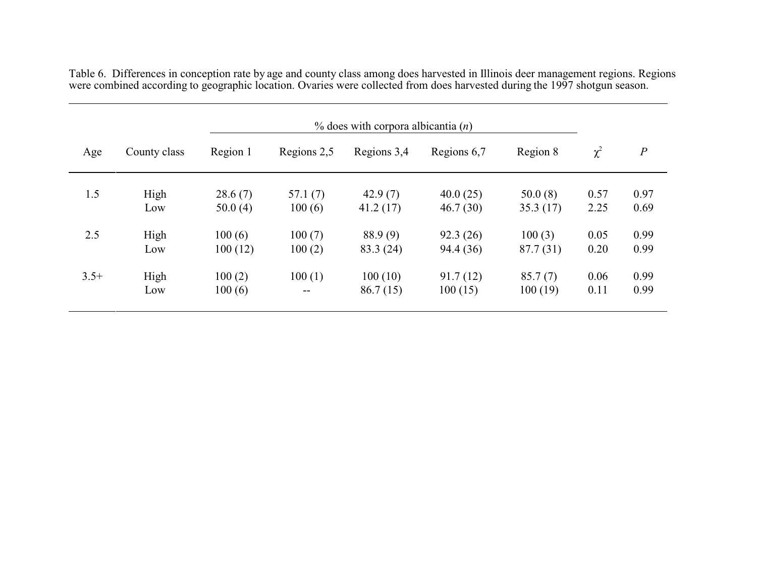Table 6. Differences in conception rate by age and county class among does harvested in Illinois deer management regions. Regions were combined according to geographic location. Ovaries were collected from does harvested during the 1997 shotgun season.

| Age | County class | % does with corpora albicantia (*n*) | | | | | $\chi^2$ | *P* |
|---|---|---|---|---|---|---|---|---|
| | | Region 1 | Regions 2,5 | Regions 3,4 | Regions 6,7 | Region 8 | | |
| 1.5 | High | 28.6 (7) | 57.1 (7) | 42.9 (7) | 40.0 (25) | 50.0 (8) | 0.57 | 0.97 |
| | Low | 50.0 (4) | 100 (6) | 41.2 (17) | 46.7 (30) | 35.3 (17) | 2.25 | 0.69 |
| 2.5 | High | 100 (6) | 100 (7) | 88.9 (9) | 92.3 (26) | 100 (3) | 0.05 | 0.99 |
| | Low | 100 (12) | 100 (2) | 83.3 (24) | 94.4 (36) | 87.7 (31) | 0.20 | 0.99 |
| 3.5+ | High | 100 (2) | 100 (1) | 100 (10) | 91.7 (12) | 85.7 (7) | 0.06 | 0.99 |
| | Low | 100 (6) | -- | 86.7 (15) | 100 (15) | 100 (19) | 0.11 | 0.99 |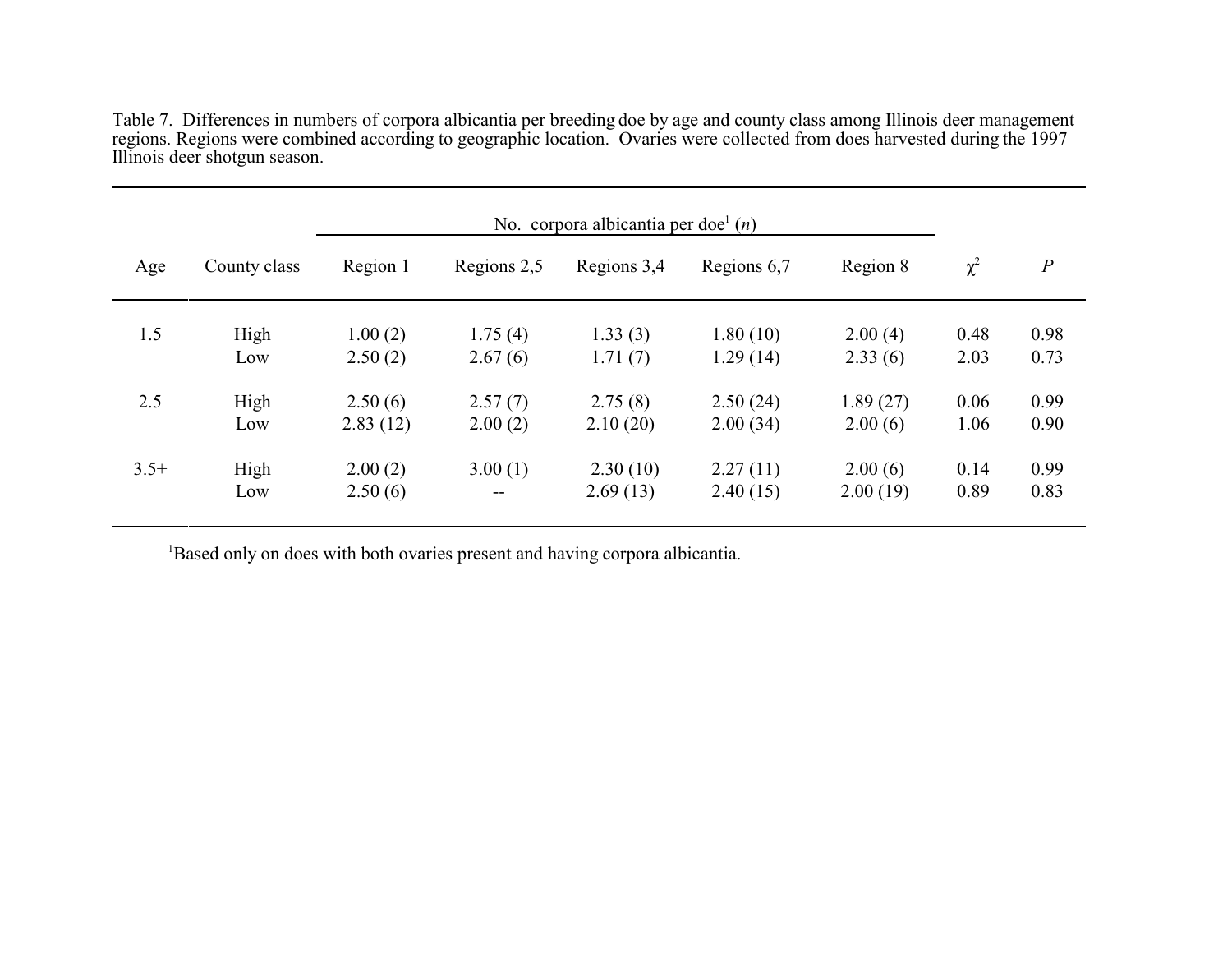Table 7. Differences in numbers of corpora albicantia per breeding doe by age and county class among Illinois deer management regions. Regions were combined according to geographic location. Ovaries were collected from does harvested during the 1997 Illinois deer shotgun season.

| | | No. corpora albicantia per doe[1] (*n*) | | | | | | |
|---|---|---|---|---|---|---|---|---|
| Age | County class | Region 1 | Regions 2,5 | Regions 3,4 | Regions 6,7 | Region 8 | $\chi^2$ | *P* |
| 1.5 | High | 1.00 (2) | 1.75 (4) | 1.33 (3) | 1.80 (10) | 2.00 (4) | 0.48 | 0.98 |
| | Low | 2.50 (2) | 2.67 (6) | 1.71 (7) | 1.29 (14) | 2.33 (6) | 2.03 | 0.73 |
| 2.5 | High | 2.50 (6) | 2.57 (7) | 2.75 (8) | 2.50 (24) | 1.89 (27) | 0.06 | 0.99 |
| | Low | 2.83 (12) | 2.00 (2) | 2.10 (20) | 2.00 (34) | 2.00 (6) | 1.06 | 0.90 |
| 3.5+ | High | 2.00 (2) | 3.00 (1) | 2.30 (10) | 2.27 (11) | 2.00 (6) | 0.14 | 0.99 |
| | Low | 2.50 (6) | -- | 2.69 (13) | 2.40 (15) | 2.00 (19) | 0.89 | 0.83 |

[1]Based only on does with both ovaries present and having corpora albicantia.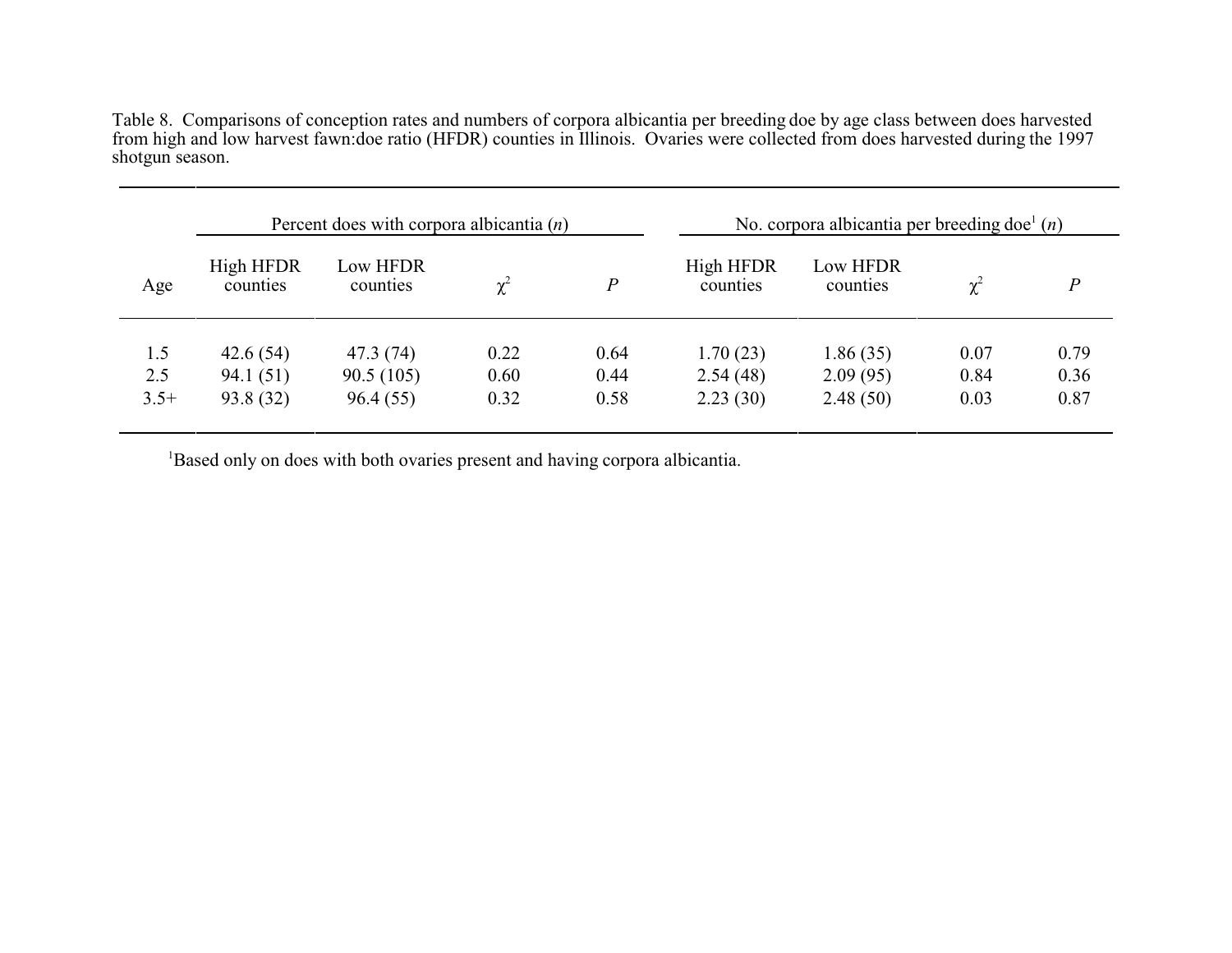Table 8. Comparisons of conception rates and numbers of corpora albicantia per breeding doe by age class between does harvested from high and low harvest fawn:doe ratio (HFDR) counties in Illinois. Ovaries were collected from does harvested during the 1997 shotgun season.

| | Percent does with corpora albicantia (*n*) | | | | No. corpora albicantia per breeding doe[1] (*n*) | | | |
|---|---|---|---|---|---|---|---|---|
| Age | High HFDR counties | Low HFDR counties | $\chi^2$ | *P* | High HFDR counties | Low HFDR counties | $\chi^2$ | *P* |
| 1.5 | 42.6 (54) | 47.3 (74) | 0.22 | 0.64 | 1.70 (23) | 1.86 (35) | 0.07 | 0.79 |
| 2.5 | 94.1 (51) | 90.5 (105) | 0.60 | 0.44 | 2.54 (48) | 2.09 (95) | 0.84 | 0.36 |
| 3.5+ | 93.8 (32) | 96.4 (55) | 0.32 | 0.58 | 2.23 (30) | 2.48 (50) | 0.03 | 0.87 |

[1]Based only on does with both ovaries present and having corpora albicantia.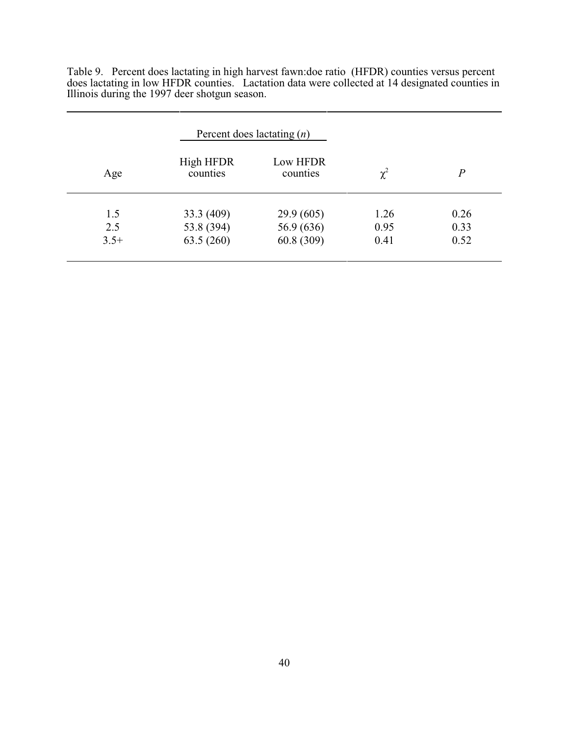Table 9. Percent does lactating in high harvest fawn:doe ratio (HFDR) counties versus percent does lactating in low HFDR counties. Lactation data were collected at 14 designated counties in Illinois during the 1997 deer shotgun season.

| | Percent does lactating (*n*) | | | |
|---|---|---|---|---|
| Age | High HFDR counties | Low HFDR counties | $\chi^2$ | *P* |
| 1.5 | 33.3 (409) | 29.9 (605) | 1.26 | 0.26 |
| 2.5 | 53.8 (394) | 56.9 (636) | 0.95 | 0.33 |
| 3.5+ | 63.5 (260) | 60.8 (309) | 0.41 | 0.52 |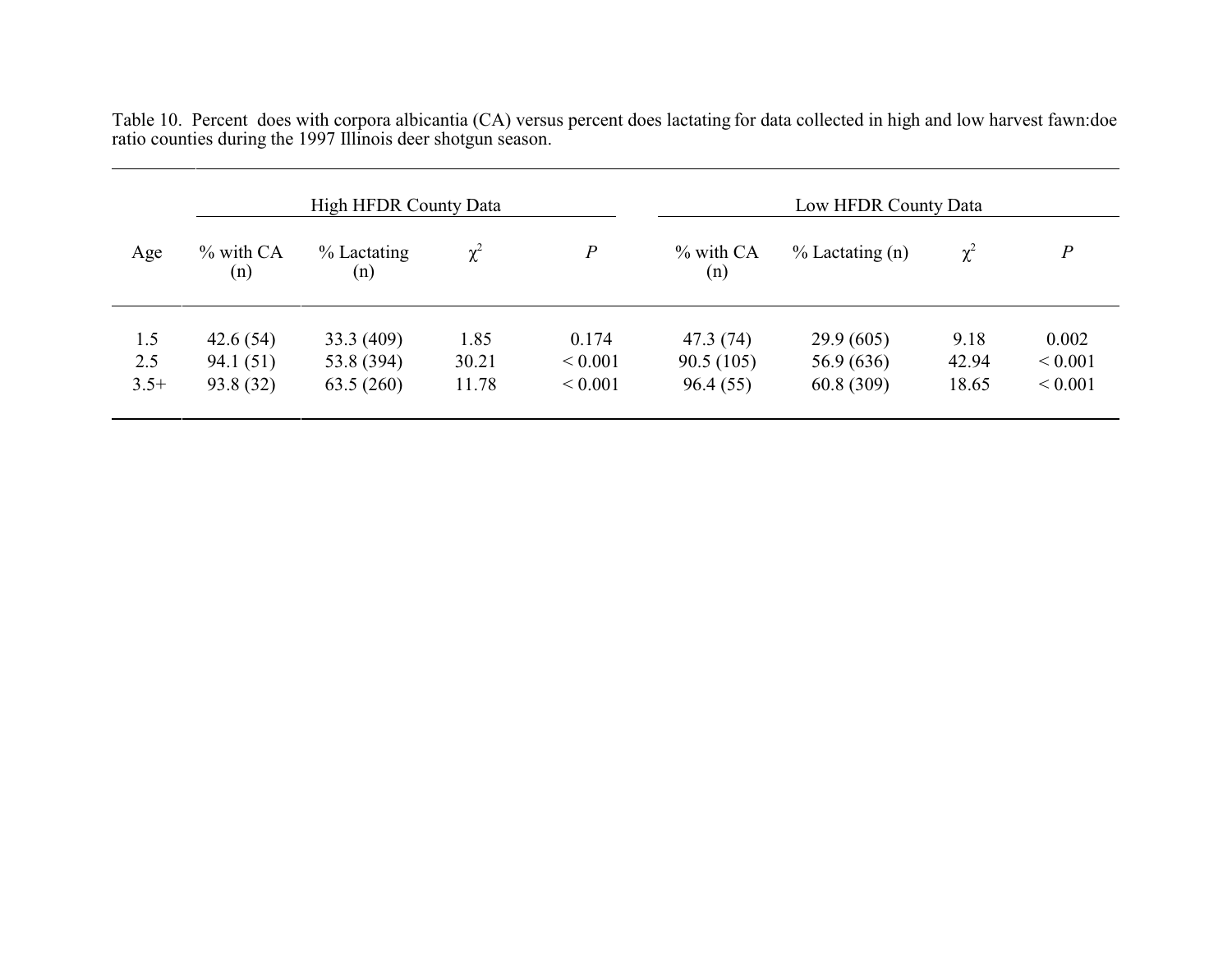Table 10. Percent does with corpora albicantia (CA) versus percent does lactating for data collected in high and low harvest fawn:doe ratio counties during the 1997 Illinois deer shotgun season.

| | High HFDR County Data | | | | Low HFDR County Data | | | |
|---|---|---|---|---|---|---|---|---|
| Age | % with CA (n) | % Lactating (n) | $\chi^2$ | *P* | % with CA (n) | % Lactating (n) | $\chi^2$ | *P* |
| 1.5 | 42.6 (54) | 33.3 (409) | 1.85 | 0.174 | 47.3 (74) | 29.9 (605) | 9.18 | 0.002 |
| 2.5 | 94.1 (51) | 53.8 (394) | 30.21 | < 0.001 | 90.5 (105) | 56.9 (636) | 42.94 | < 0.001 |
| 3.5+ | 93.8 (32) | 63.5 (260) | 11.78 | < 0.001 | 96.4 (55) | 60.8 (309) | 18.65 | < 0.001 |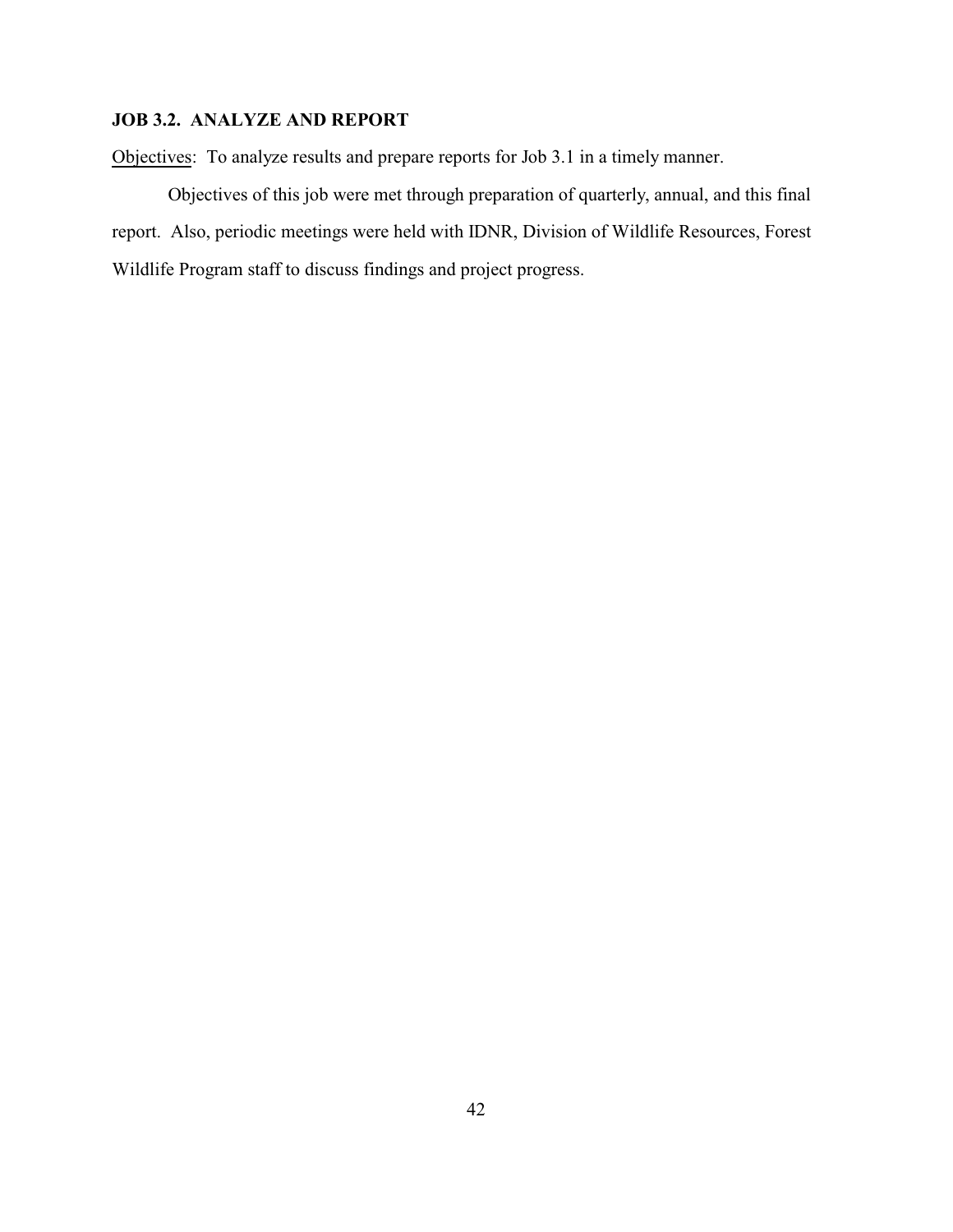### JOB 3.2. ANALYZE AND REPORT

Objectives: To analyze results and prepare reports for Job 3.1 in a timely manner.

Objectives of this job were met through preparation of quarterly, annual, and this final report. Also, periodic meetings were held with IDNR, Division of Wildlife Resources, Forest Wildlife Program staff to discuss findings and project progress.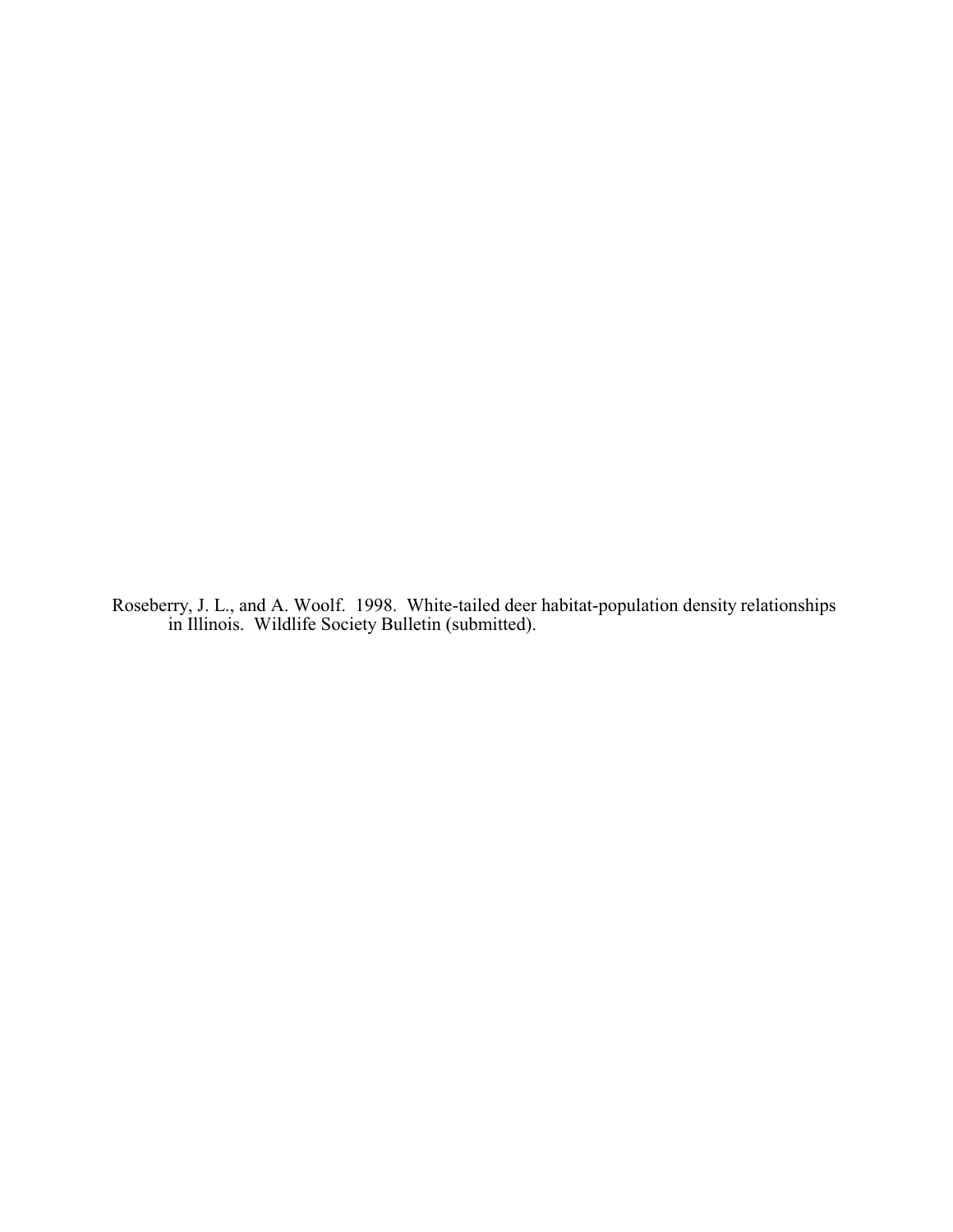Roseberry, J. L., and A. Woolf. 1998. White-tailed deer habitat-population density relationships in Illinois. Wildlife Society Bulletin (submitted).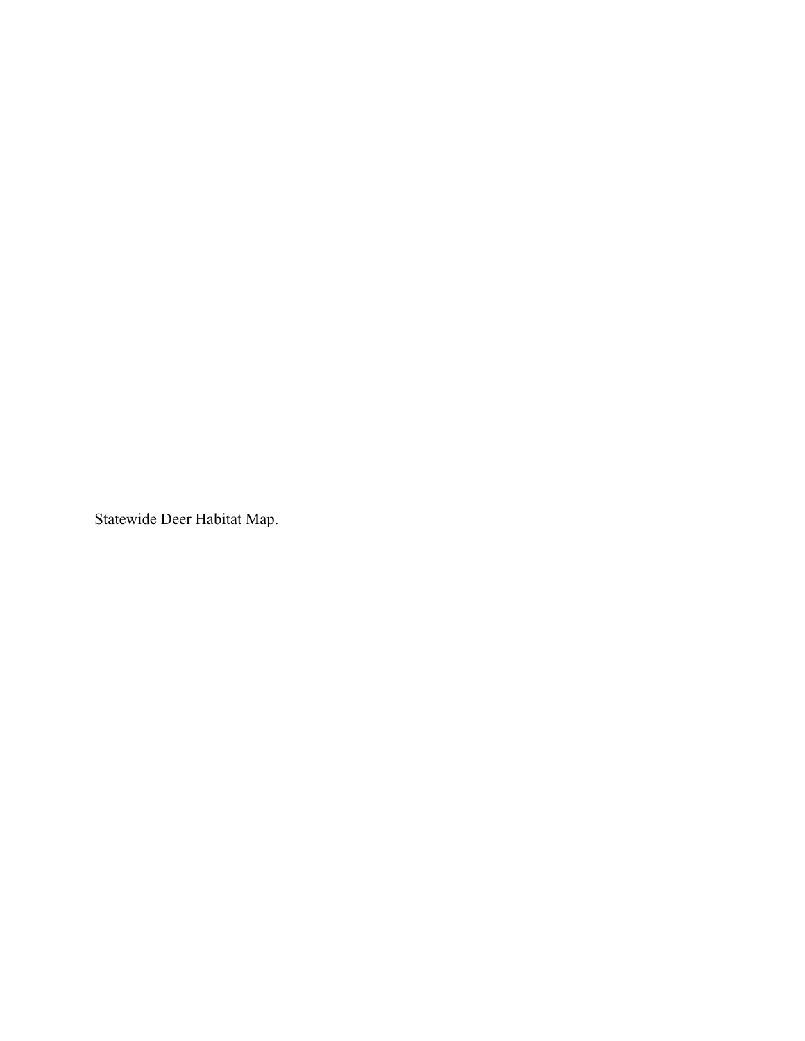Statewide Deer Habitat Map.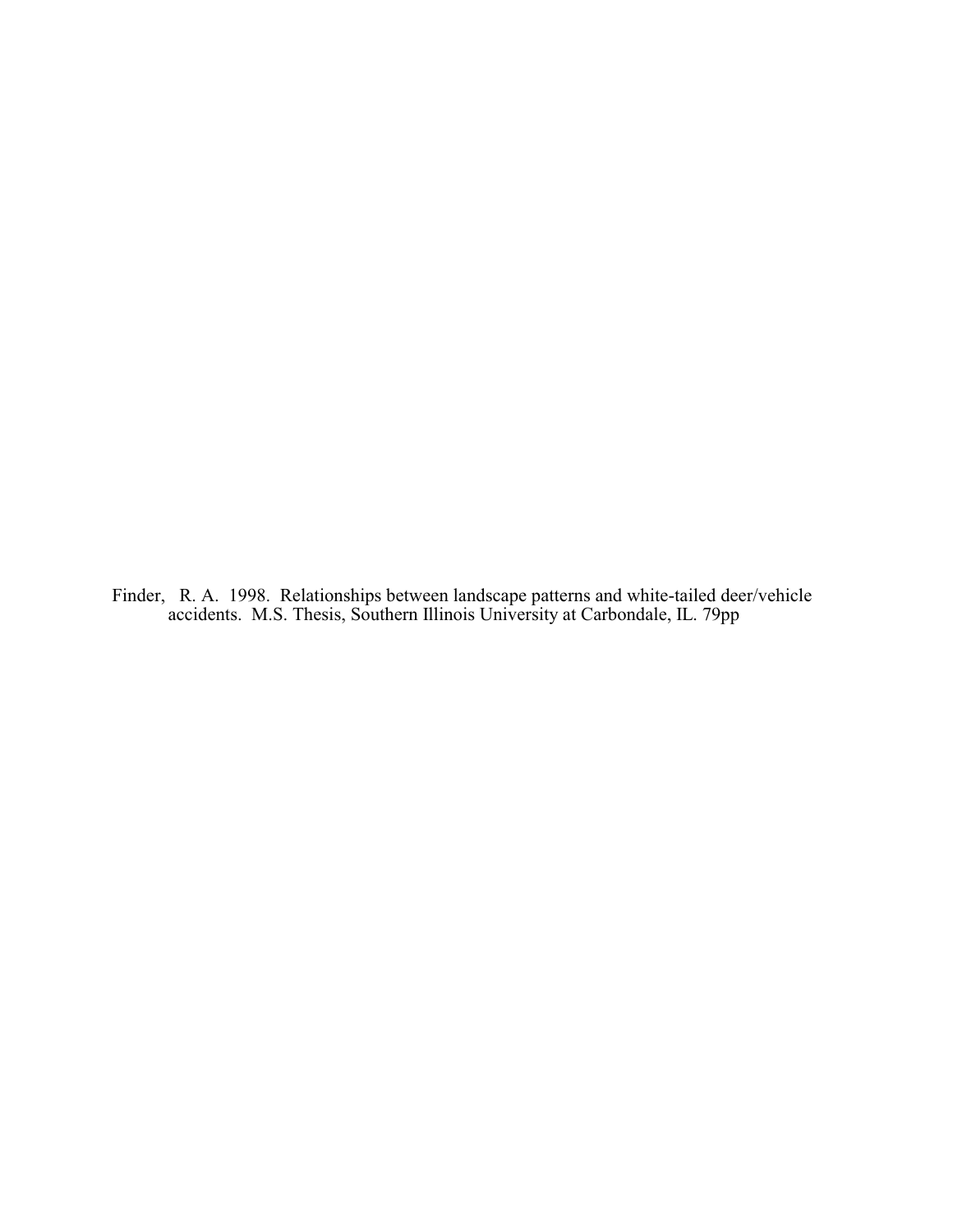Finder, R. A. 1998. Relationships between landscape patterns and white-tailed deer/vehicle accidents. M.S. Thesis, Southern Illinois University at Carbondale, IL. 79pp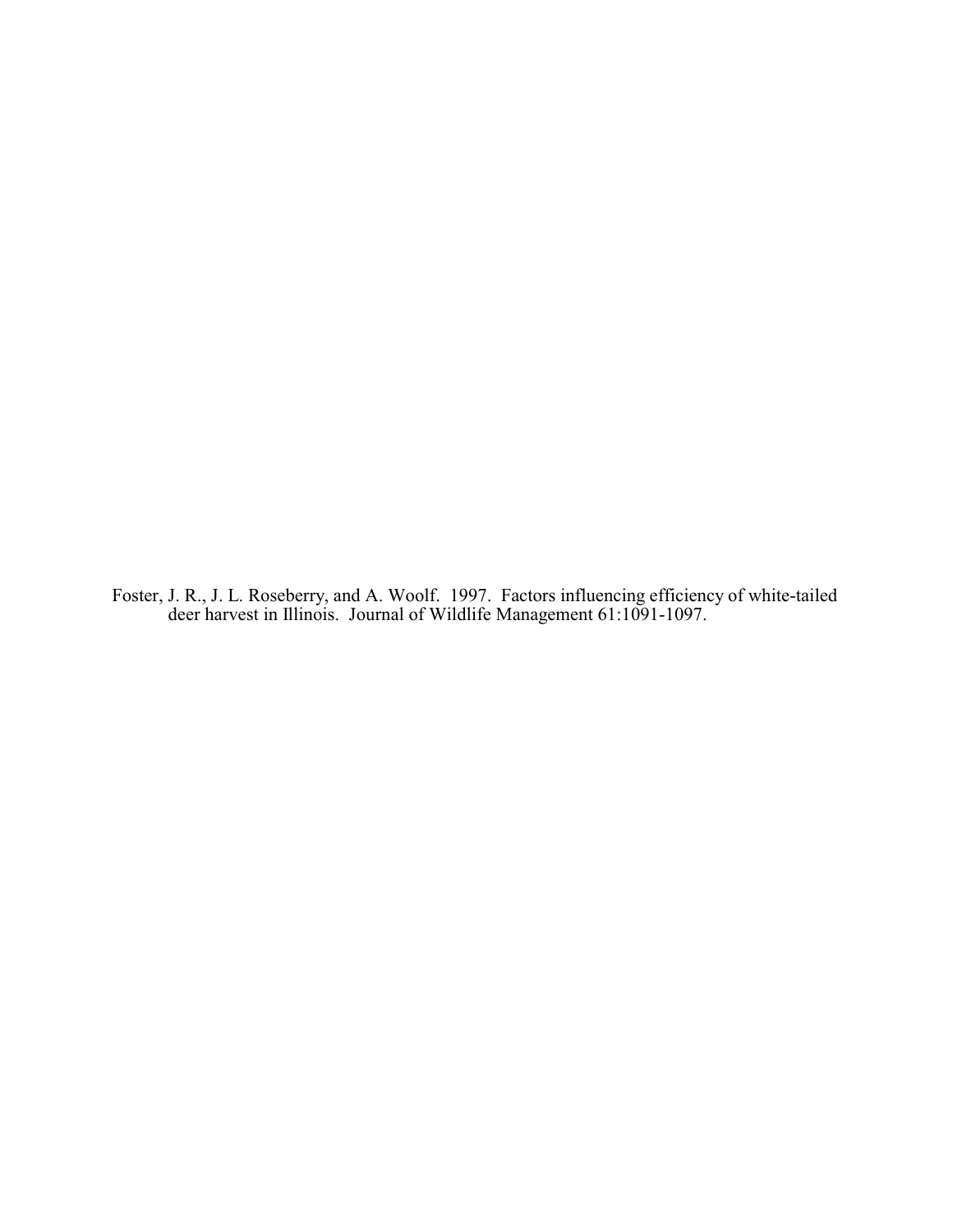Foster, J. R., J. L. Roseberry, and A. Woolf. 1997. Factors influencing efficiency of white-tailed deer harvest in Illinois. Journal of Wildlife Management 61:1091-1097.